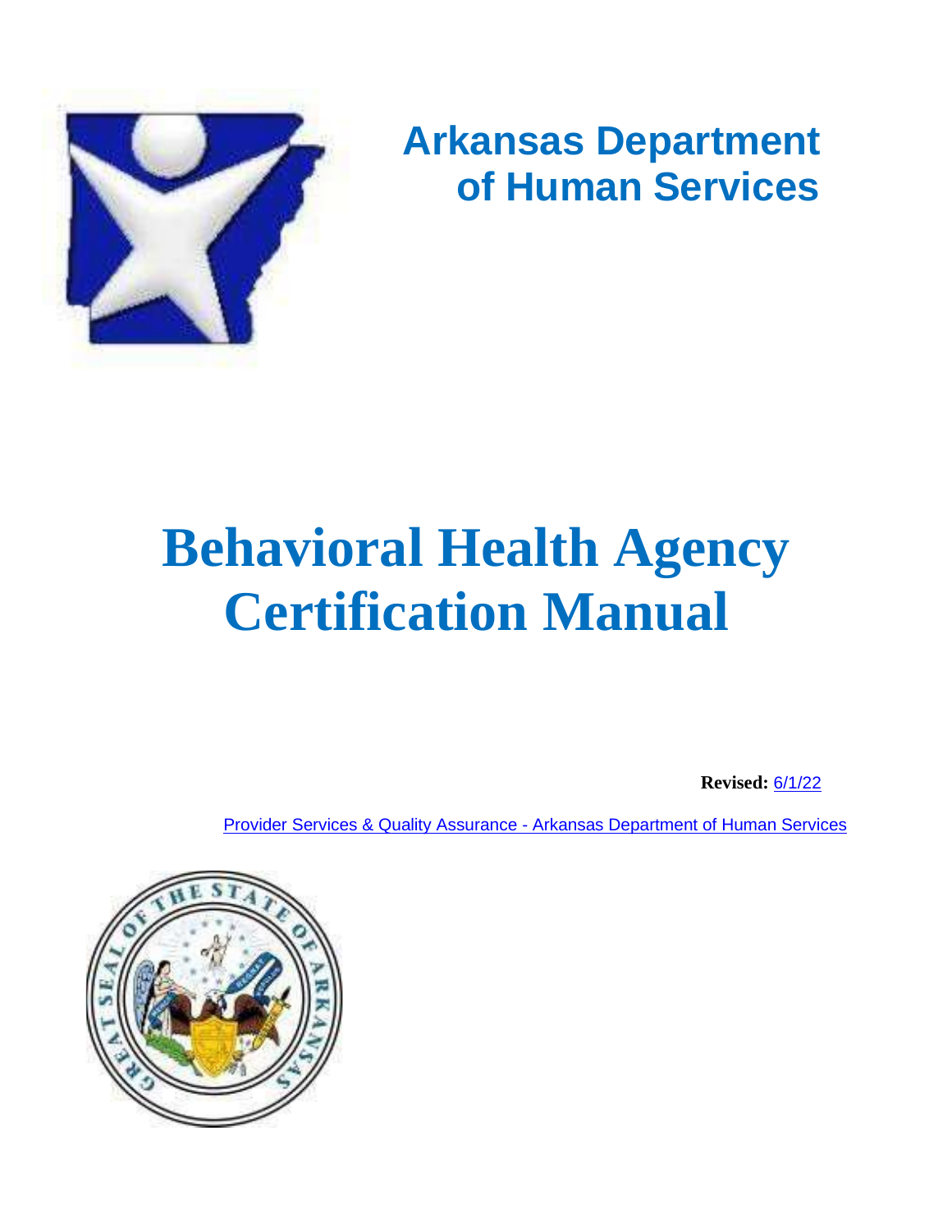# Arkansas Department of Human Services

# Behavioral Health Agency Certification Manual

**Revised:** 6/1/22

Provider Services & Quality Assurance - Arkansas Department of Human Services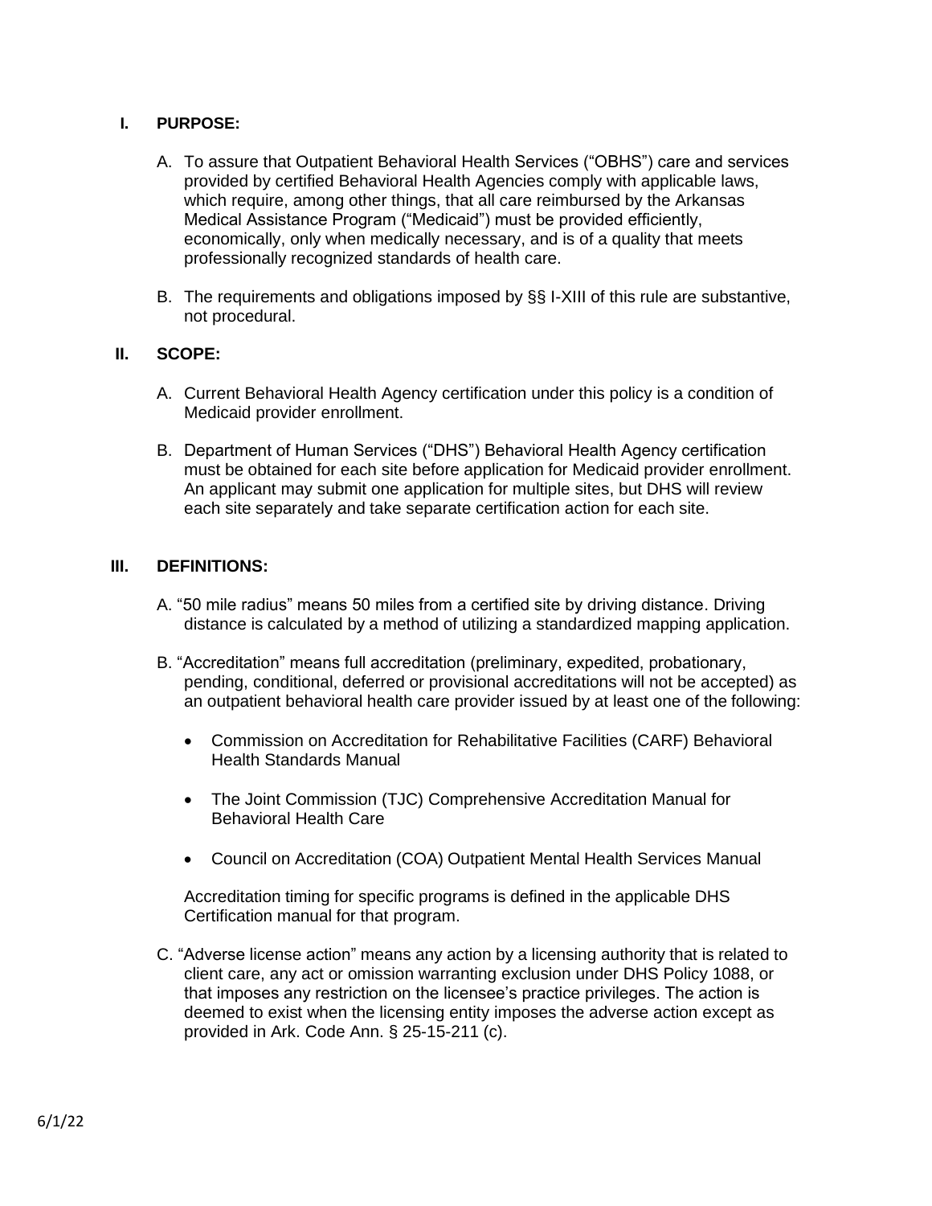## I. PURPOSE:

A. To assure that Outpatient Behavioral Health Services ("OBHS") care and services provided by certified Behavioral Health Agencies comply with applicable laws, which require, among other things, that all care reimbursed by the Arkansas Medical Assistance Program ("Medicaid") must be provided efficiently, economically, only when medically necessary, and is of a quality that meets professionally recognized standards of health care.

B. The requirements and obligations imposed by §§ I-XIII of this rule are substantive, not procedural.

## II. SCOPE:

A. Current Behavioral Health Agency certification under this policy is a condition of Medicaid provider enrollment.

B. Department of Human Services ("DHS") Behavioral Health Agency certification must be obtained for each site before application for Medicaid provider enrollment. An applicant may submit one application for multiple sites, but DHS will review each site separately and take separate certification action for each site.

## III. DEFINITIONS:

A. "50 mile radius" means 50 miles from a certified site by driving distance. Driving distance is calculated by a method of utilizing a standardized mapping application.

B. "Accreditation" means full accreditation (preliminary, expedited, probationary, pending, conditional, deferred or provisional accreditations will not be accepted) as an outpatient behavioral health care provider issued by at least one of the following:

- Commission on Accreditation for Rehabilitative Facilities (CARF) Behavioral Health Standards Manual
- The Joint Commission (TJC) Comprehensive Accreditation Manual for Behavioral Health Care
- Council on Accreditation (COA) Outpatient Mental Health Services Manual

Accreditation timing for specific programs is defined in the applicable DHS Certification manual for that program.

C. "Adverse license action" means any action by a licensing authority that is related to client care, any act or omission warranting exclusion under DHS Policy 1088, or that imposes any restriction on the licensee's practice privileges. The action is deemed to exist when the licensing entity imposes the adverse action except as provided in Ark. Code Ann. § 25-15-211 (c).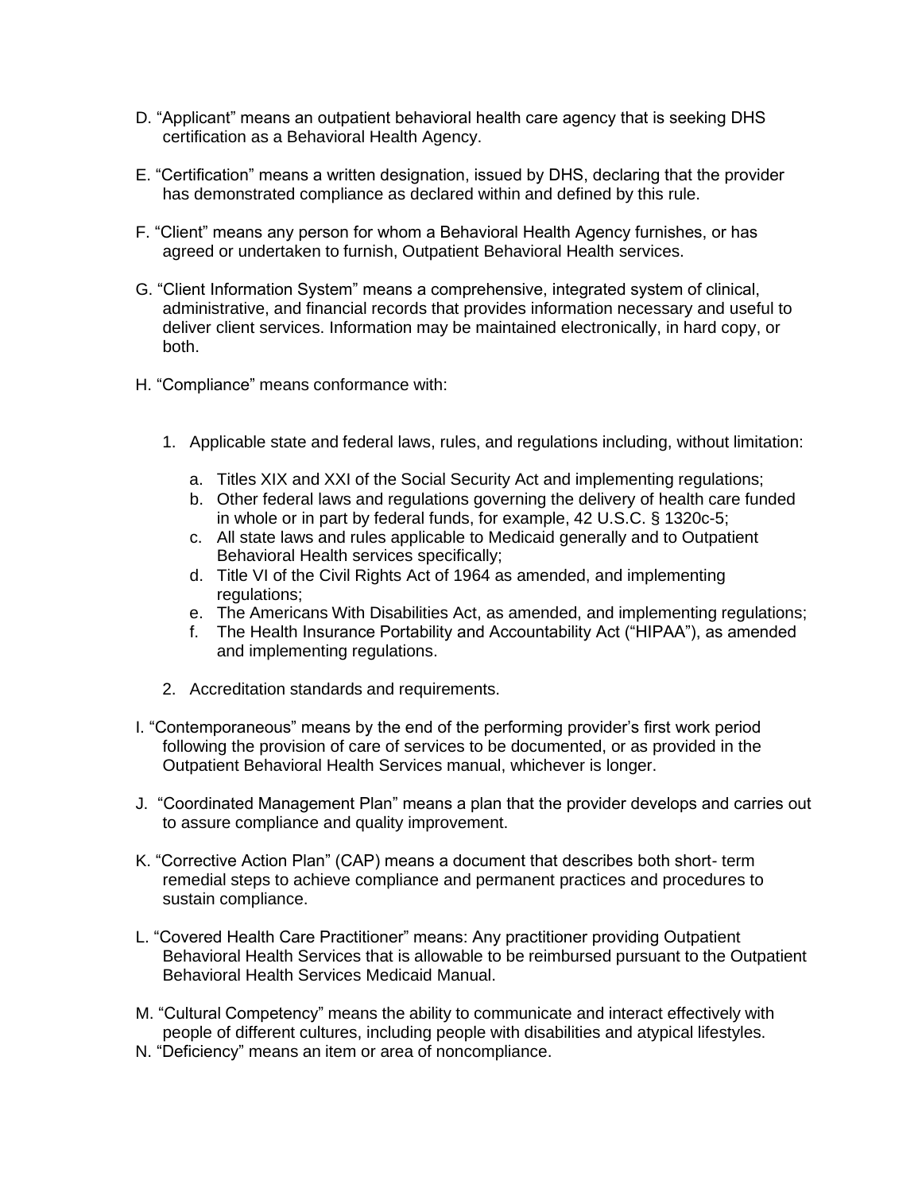D. “Applicant” means an outpatient behavioral health care agency that is seeking DHS certification as a Behavioral Health Agency.

E. “Certification” means a written designation, issued by DHS, declaring that the provider has demonstrated compliance as declared within and defined by this rule.

F. “Client” means any person for whom a Behavioral Health Agency furnishes, or has agreed or undertaken to furnish, Outpatient Behavioral Health services.

G. “Client Information System” means a comprehensive, integrated system of clinical, administrative, and financial records that provides information necessary and useful to deliver client services. Information may be maintained electronically, in hard copy, or both.

H. “Compliance” means conformance with:

1. Applicable state and federal laws, rules, and regulations including, without limitation:
    a. Titles XIX and XXI of the Social Security Act and implementing regulations;
    b. Other federal laws and regulations governing the delivery of health care funded in whole or in part by federal funds, for example, 42 U.S.C. § 1320c-5;
    c. All state laws and rules applicable to Medicaid generally and to Outpatient Behavioral Health services specifically;
    d. Title VI of the Civil Rights Act of 1964 as amended, and implementing regulations;
    e. The Americans With Disabilities Act, as amended, and implementing regulations;
    f. The Health Insurance Portability and Accountability Act (“HIPAA”), as amended and implementing regulations.
2. Accreditation standards and requirements.

I. “Contemporaneous” means by the end of the performing provider’s first work period following the provision of care of services to be documented, or as provided in the Outpatient Behavioral Health Services manual, whichever is longer.

J. “Coordinated Management Plan” means a plan that the provider develops and carries out to assure compliance and quality improvement.

K. “Corrective Action Plan” (CAP) means a document that describes both short- term remedial steps to achieve compliance and permanent practices and procedures to sustain compliance.

L. “Covered Health Care Practitioner” means: Any practitioner providing Outpatient Behavioral Health Services that is allowable to be reimbursed pursuant to the Outpatient Behavioral Health Services Medicaid Manual.

M. “Cultural Competency” means the ability to communicate and interact effectively with people of different cultures, including people with disabilities and atypical lifestyles.

N. “Deficiency” means an item or area of noncompliance.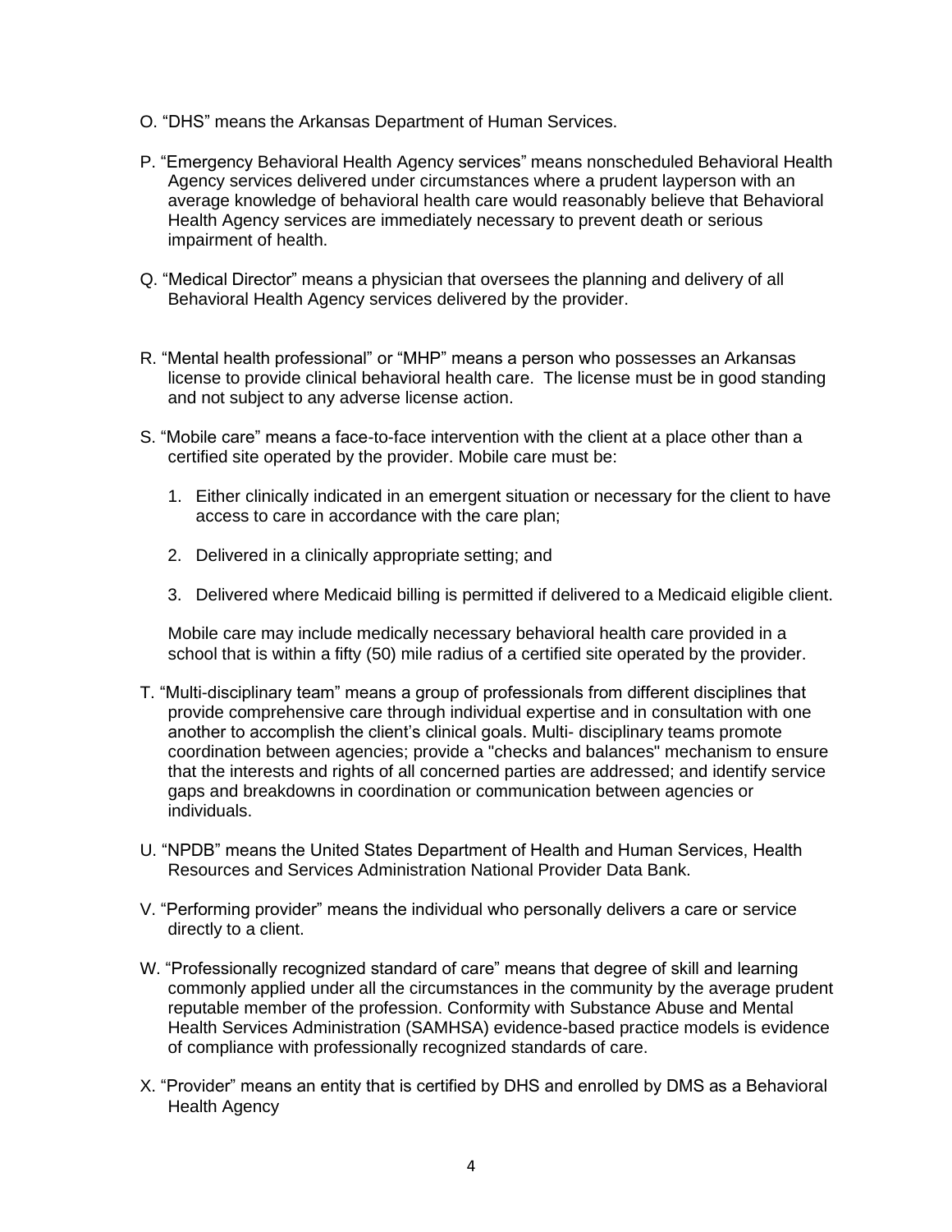O. “DHS” means the Arkansas Department of Human Services.

P. “Emergency Behavioral Health Agency services” means nonscheduled Behavioral Health Agency services delivered under circumstances where a prudent layperson with an average knowledge of behavioral health care would reasonably believe that Behavioral Health Agency services are immediately necessary to prevent death or serious impairment of health.

Q. “Medical Director” means a physician that oversees the planning and delivery of all Behavioral Health Agency services delivered by the provider.

R. “Mental health professional” or “MHP” means a person who possesses an Arkansas license to provide clinical behavioral health care. The license must be in good standing and not subject to any adverse license action.

S. “Mobile care” means a face-to-face intervention with the client at a place other than a certified site operated by the provider. Mobile care must be:

1. Either clinically indicated in an emergent situation or necessary for the client to have access to care in accordance with the care plan;

2. Delivered in a clinically appropriate setting; and

3. Delivered where Medicaid billing is permitted if delivered to a Medicaid eligible client.

Mobile care may include medically necessary behavioral health care provided in a school that is within a fifty (50) mile radius of a certified site operated by the provider.

T. “Multi-disciplinary team” means a group of professionals from different disciplines that provide comprehensive care through individual expertise and in consultation with one another to accomplish the client’s clinical goals. Multi- disciplinary teams promote coordination between agencies; provide a "checks and balances" mechanism to ensure that the interests and rights of all concerned parties are addressed; and identify service gaps and breakdowns in coordination or communication between agencies or individuals.

U. “NPDB” means the United States Department of Health and Human Services, Health Resources and Services Administration National Provider Data Bank.

V. “Performing provider” means the individual who personally delivers a care or service directly to a client.

W. “Professionally recognized standard of care” means that degree of skill and learning commonly applied under all the circumstances in the community by the average prudent reputable member of the profession. Conformity with Substance Abuse and Mental Health Services Administration (SAMHSA) evidence-based practice models is evidence of compliance with professionally recognized standards of care.

X. “Provider” means an entity that is certified by DHS and enrolled by DMS as a Behavioral Health Agency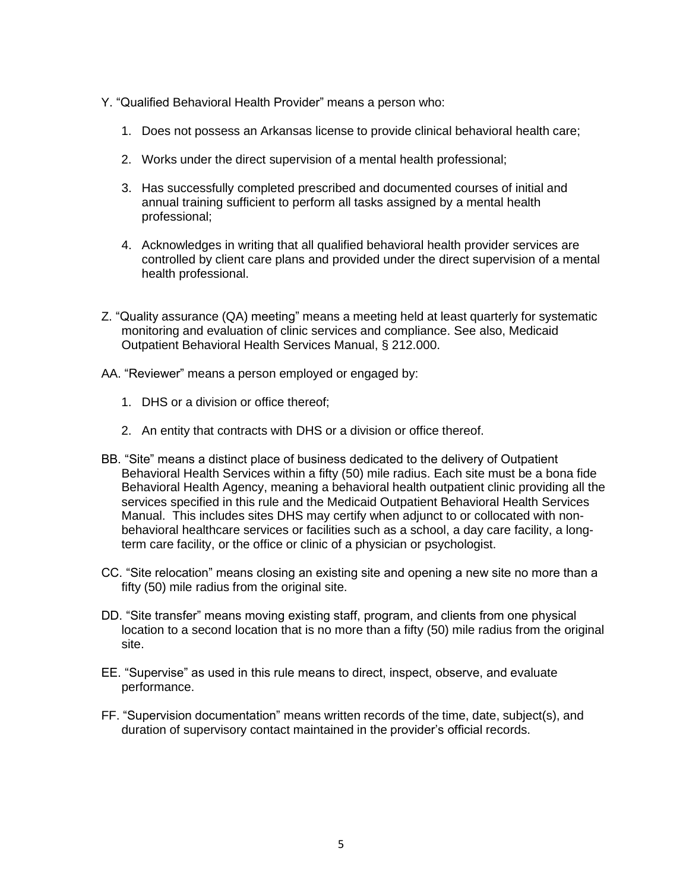Y. “Qualified Behavioral Health Provider” means a person who:

1. Does not possess an Arkansas license to provide clinical behavioral health care;
2. Works under the direct supervision of a mental health professional;
3. Has successfully completed prescribed and documented courses of initial and annual training sufficient to perform all tasks assigned by a mental health professional;
4. Acknowledges in writing that all qualified behavioral health provider services are controlled by client care plans and provided under the direct supervision of a mental health professional.

Z. “Quality assurance (QA) meeting” means a meeting held at least quarterly for systematic monitoring and evaluation of clinic services and compliance. See also, Medicaid Outpatient Behavioral Health Services Manual, § 212.000.

AA. “Reviewer” means a person employed or engaged by:

1. DHS or a division or office thereof;
2. An entity that contracts with DHS or a division or office thereof.

BB. “Site” means a distinct place of business dedicated to the delivery of Outpatient Behavioral Health Services within a fifty (50) mile radius. Each site must be a bona fide Behavioral Health Agency, meaning a behavioral health outpatient clinic providing all the services specified in this rule and the Medicaid Outpatient Behavioral Health Services Manual. This includes sites DHS may certify when adjunct to or collocated with non-behavioral healthcare services or facilities such as a school, a day care facility, a long-term care facility, or the office or clinic of a physician or psychologist.

CC. “Site relocation” means closing an existing site and opening a new site no more than a fifty (50) mile radius from the original site.

DD. “Site transfer” means moving existing staff, program, and clients from one physical location to a second location that is no more than a fifty (50) mile radius from the original site.

EE. “Supervise” as used in this rule means to direct, inspect, observe, and evaluate performance.

FF. “Supervision documentation” means written records of the time, date, subject(s), and duration of supervisory contact maintained in the provider’s official records.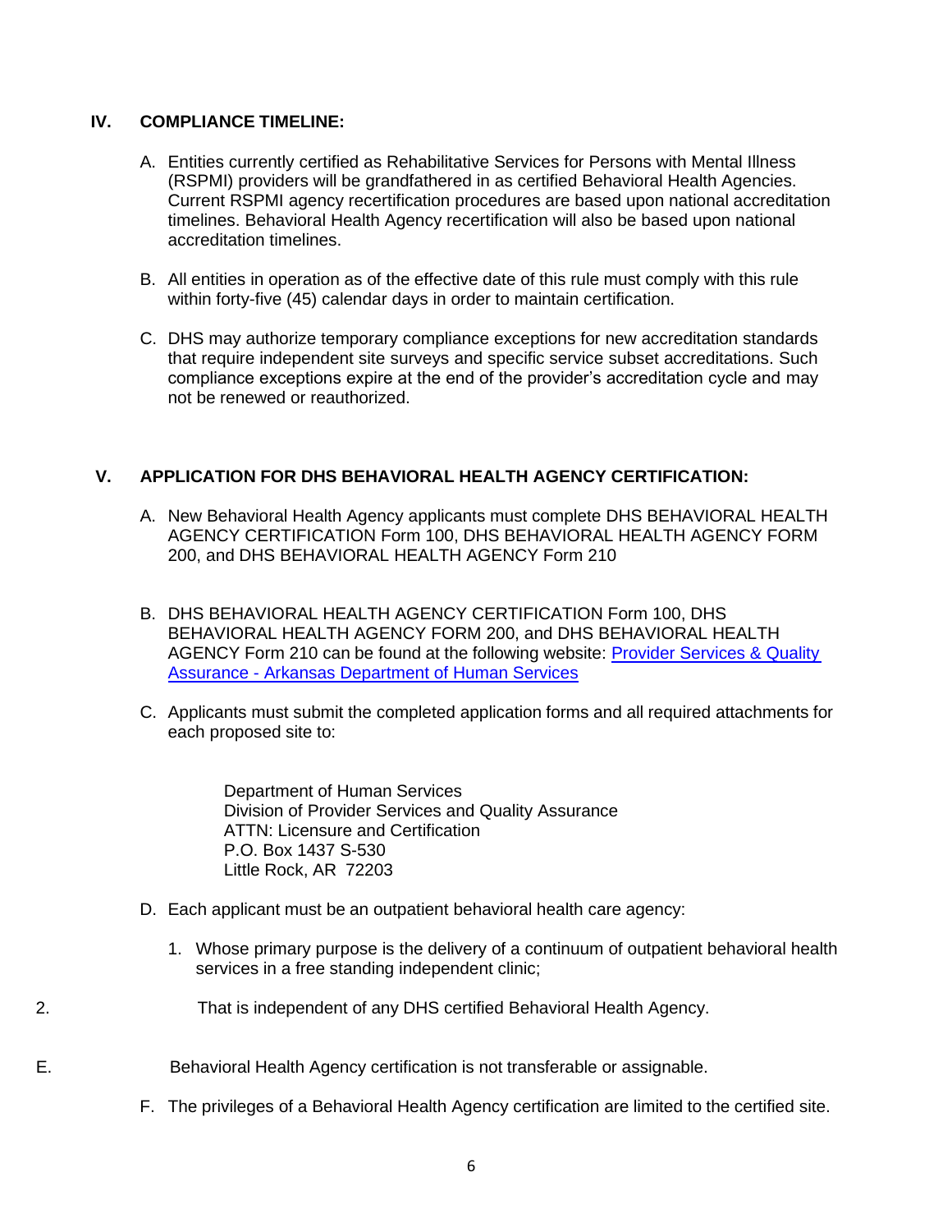## IV. COMPLIANCE TIMELINE:

A. Entities currently certified as Rehabilitative Services for Persons with Mental Illness (RSPMI) providers will be grandfathered in as certified Behavioral Health Agencies. Current RSPMI agency recertification procedures are based upon national accreditation timelines. Behavioral Health Agency recertification will also be based upon national accreditation timelines.

B. All entities in operation as of the effective date of this rule must comply with this rule within forty-five (45) calendar days in order to maintain certification.

C. DHS may authorize temporary compliance exceptions for new accreditation standards that require independent site surveys and specific service subset accreditations. Such compliance exceptions expire at the end of the provider's accreditation cycle and may not be renewed or reauthorized.

## V. APPLICATION FOR DHS BEHAVIORAL HEALTH AGENCY CERTIFICATION:

A. New Behavioral Health Agency applicants must complete DHS BEHAVIORAL HEALTH AGENCY CERTIFICATION Form 100, DHS BEHAVIORAL HEALTH AGENCY FORM 200, and DHS BEHAVIORAL HEALTH AGENCY Form 210

B. DHS BEHAVIORAL HEALTH AGENCY CERTIFICATION Form 100, DHS BEHAVIORAL HEALTH AGENCY FORM 200, and DHS BEHAVIORAL HEALTH AGENCY Form 210 can be found at the following website: [Provider Services & Quality Assurance - Arkansas Department of Human Services]

C. Applicants must submit the completed application forms and all required attachments for each proposed site to:

> Department of Human Services
> Division of Provider Services and Quality Assurance
> ATTN: Licensure and Certification
> P.O. Box 1437 S-530
> Little Rock, AR 72203

D. Each applicant must be an outpatient behavioral health care agency:

1. Whose primary purpose is the delivery of a continuum of outpatient behavioral health services in a free standing independent clinic;
2. That is independent of any DHS certified Behavioral Health Agency.

E. Behavioral Health Agency certification is not transferable or assignable.

F. The privileges of a Behavioral Health Agency certification are limited to the certified site.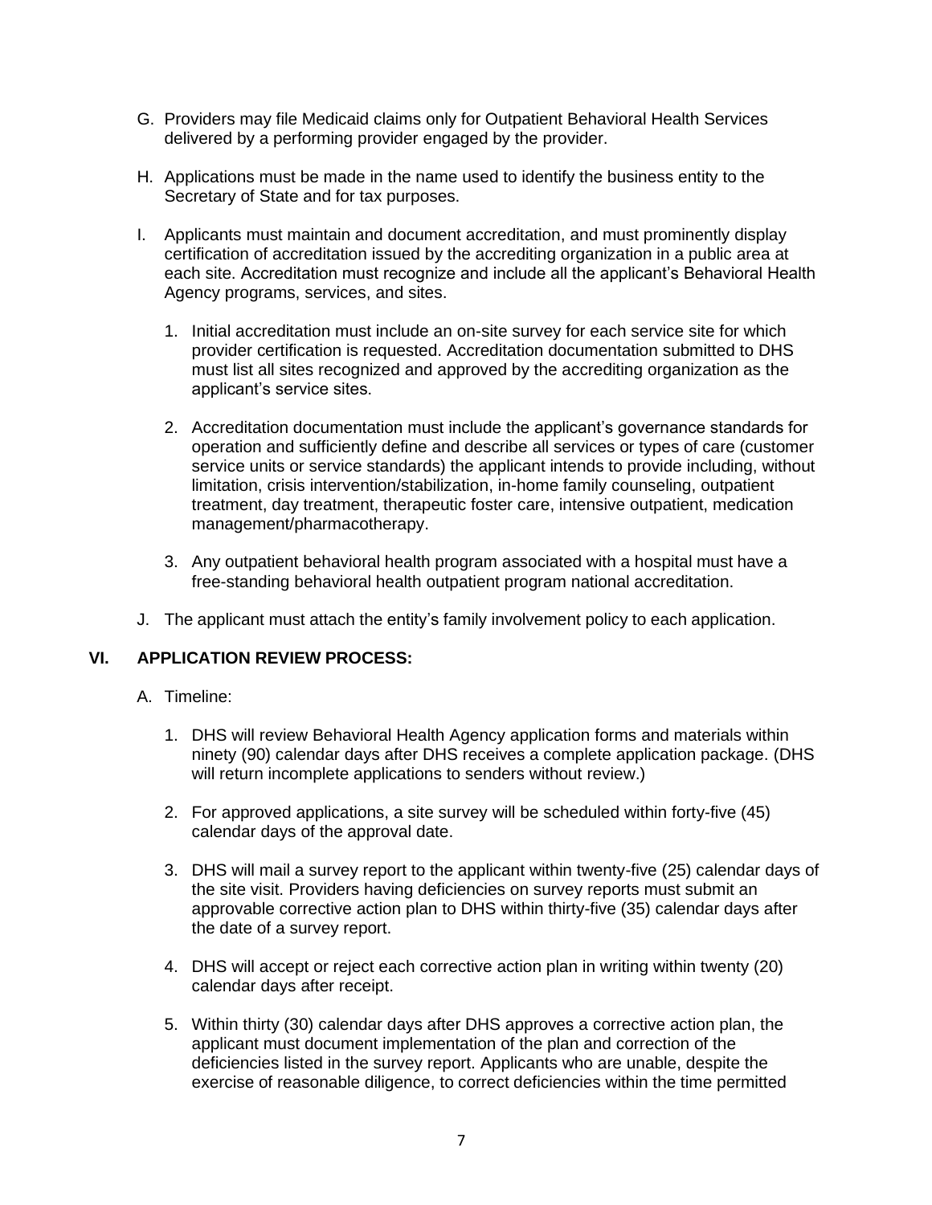G. Providers may file Medicaid claims only for Outpatient Behavioral Health Services delivered by a performing provider engaged by the provider.

H. Applications must be made in the name used to identify the business entity to the Secretary of State and for tax purposes.

I. Applicants must maintain and document accreditation, and must prominently display certification of accreditation issued by the accrediting organization in a public area at each site. Accreditation must recognize and include all the applicant's Behavioral Health Agency programs, services, and sites.

   1. Initial accreditation must include an on-site survey for each service site for which provider certification is requested. Accreditation documentation submitted to DHS must list all sites recognized and approved by the accrediting organization as the applicant's service sites.

   2. Accreditation documentation must include the applicant's governance standards for operation and sufficiently define and describe all services or types of care (customer service units or service standards) the applicant intends to provide including, without limitation, crisis intervention/stabilization, in-home family counseling, outpatient treatment, day treatment, therapeutic foster care, intensive outpatient, medication management/pharmacotherapy.

   3. Any outpatient behavioral health program associated with a hospital must have a free-standing behavioral health outpatient program national accreditation.

J. The applicant must attach the entity's family involvement policy to each application.

## VI. APPLICATION REVIEW PROCESS:

A. Timeline:

   1. DHS will review Behavioral Health Agency application forms and materials within ninety (90) calendar days after DHS receives a complete application package. (DHS will return incomplete applications to senders without review.)

   2. For approved applications, a site survey will be scheduled within forty-five (45) calendar days of the approval date.

   3. DHS will mail a survey report to the applicant within twenty-five (25) calendar days of the site visit. Providers having deficiencies on survey reports must submit an approvable corrective action plan to DHS within thirty-five (35) calendar days after the date of a survey report.

   4. DHS will accept or reject each corrective action plan in writing within twenty (20) calendar days after receipt.

   5. Within thirty (30) calendar days after DHS approves a corrective action plan, the applicant must document implementation of the plan and correction of the deficiencies listed in the survey report. Applicants who are unable, despite the exercise of reasonable diligence, to correct deficiencies within the time permitted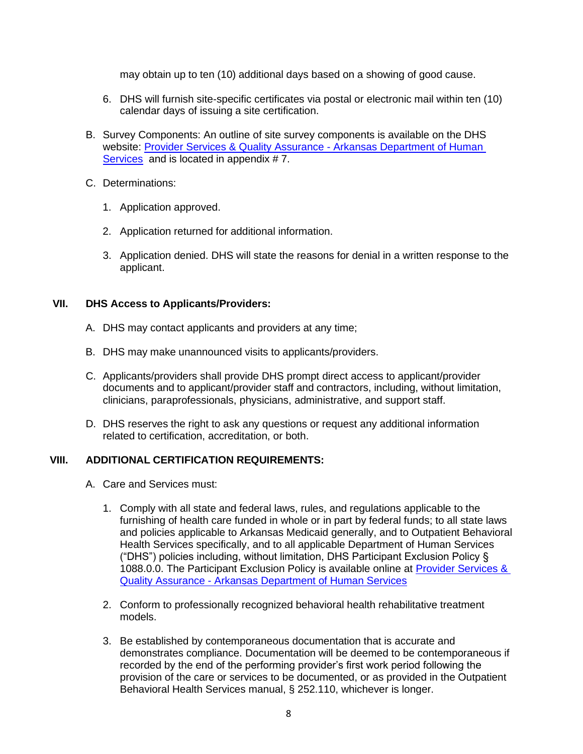may obtain up to ten (10) additional days based on a showing of good cause.

6. DHS will furnish site-specific certificates via postal or electronic mail within ten (10) calendar days of issuing a site certification.

B. Survey Components: An outline of site survey components is available on the DHS website: [Provider Services & Quality Assurance - Arkansas Department of Human Services](#) and is located in appendix # 7.

C. Determinations:

1. Application approved.

2. Application returned for additional information.

3. Application denied. DHS will state the reasons for denial in a written response to the applicant.

## VII. DHS Access to Applicants/Providers:

A. DHS may contact applicants and providers at any time;

B. DHS may make unannounced visits to applicants/providers.

C. Applicants/providers shall provide DHS prompt direct access to applicant/provider documents and to applicant/provider staff and contractors, including, without limitation, clinicians, paraprofessionals, physicians, administrative, and support staff.

D. DHS reserves the right to ask any questions or request any additional information related to certification, accreditation, or both.

## VIII. ADDITIONAL CERTIFICATION REQUIREMENTS:

A. Care and Services must:

1. Comply with all state and federal laws, rules, and regulations applicable to the furnishing of health care funded in whole or in part by federal funds; to all state laws and policies applicable to Arkansas Medicaid generally, and to Outpatient Behavioral Health Services specifically, and to all applicable Department of Human Services ("DHS") policies including, without limitation, DHS Participant Exclusion Policy § 1088.0.0. The Participant Exclusion Policy is available online at [Provider Services & Quality Assurance - Arkansas Department of Human Services](#)

2. Conform to professionally recognized behavioral health rehabilitative treatment models.

3. Be established by contemporaneous documentation that is accurate and demonstrates compliance. Documentation will be deemed to be contemporaneous if recorded by the end of the performing provider's first work period following the provision of the care or services to be documented, or as provided in the Outpatient Behavioral Health Services manual, § 252.110, whichever is longer.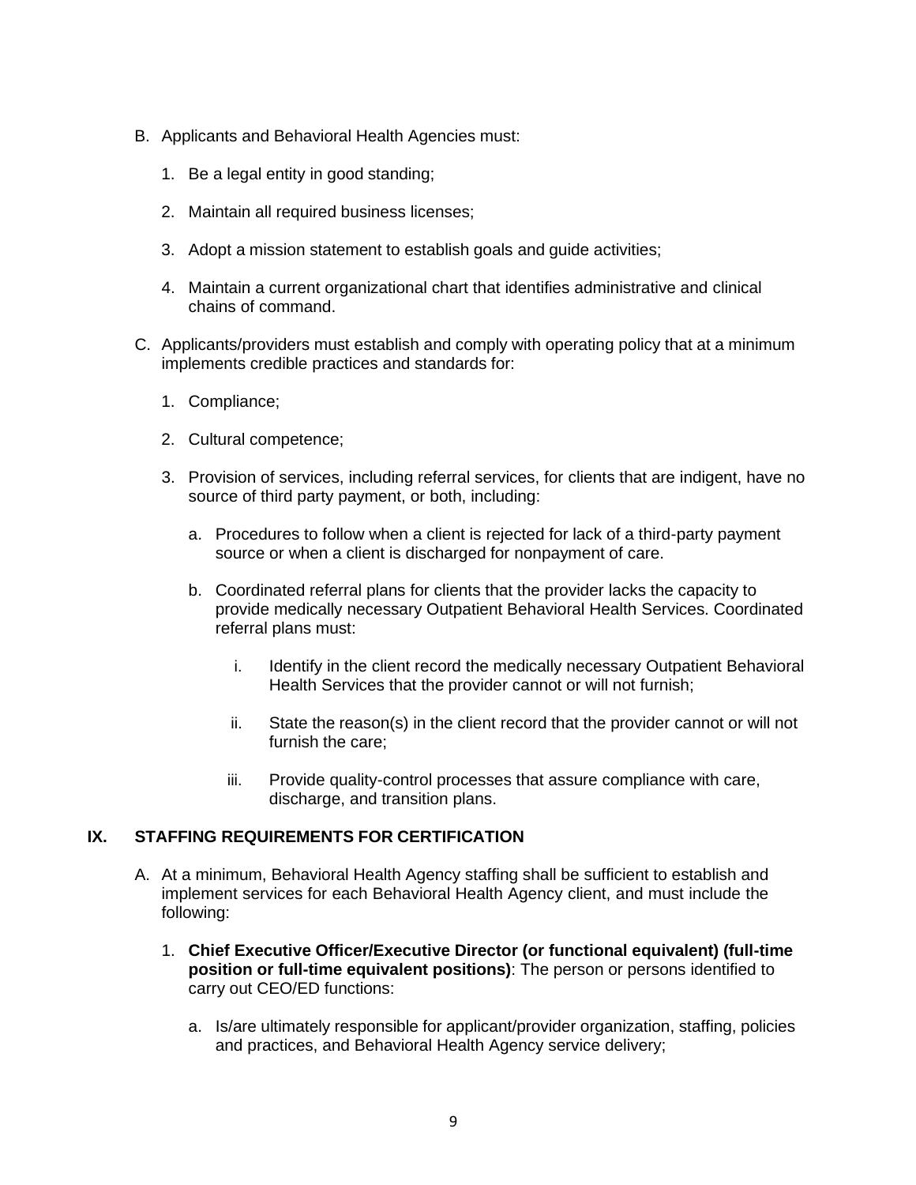B. Applicants and Behavioral Health Agencies must:

   1. Be a legal entity in good standing;

   2. Maintain all required business licenses;

   3. Adopt a mission statement to establish goals and guide activities;

   4. Maintain a current organizational chart that identifies administrative and clinical chains of command.

C. Applicants/providers must establish and comply with operating policy that at a minimum implements credible practices and standards for:

   1. Compliance;

   2. Cultural competence;

   3. Provision of services, including referral services, for clients that are indigent, have no source of third party payment, or both, including:

      a. Procedures to follow when a client is rejected for lack of a third-party payment source or when a client is discharged for nonpayment of care.

      b. Coordinated referral plans for clients that the provider lacks the capacity to provide medically necessary Outpatient Behavioral Health Services. Coordinated referral plans must:

         i. Identify in the client record the medically necessary Outpatient Behavioral Health Services that the provider cannot or will not furnish;

         ii. State the reason(s) in the client record that the provider cannot or will not furnish the care;

         iii. Provide quality-control processes that assure compliance with care, discharge, and transition plans.

## IX. STAFFING REQUIREMENTS FOR CERTIFICATION

A. At a minimum, Behavioral Health Agency staffing shall be sufficient to establish and implement services for each Behavioral Health Agency client, and must include the following:

   1. **Chief Executive Officer/Executive Director (or functional equivalent) (full-time position or full-time equivalent positions)**: The person or persons identified to carry out CEO/ED functions:

      a. Is/are ultimately responsible for applicant/provider organization, staffing, policies and practices, and Behavioral Health Agency service delivery;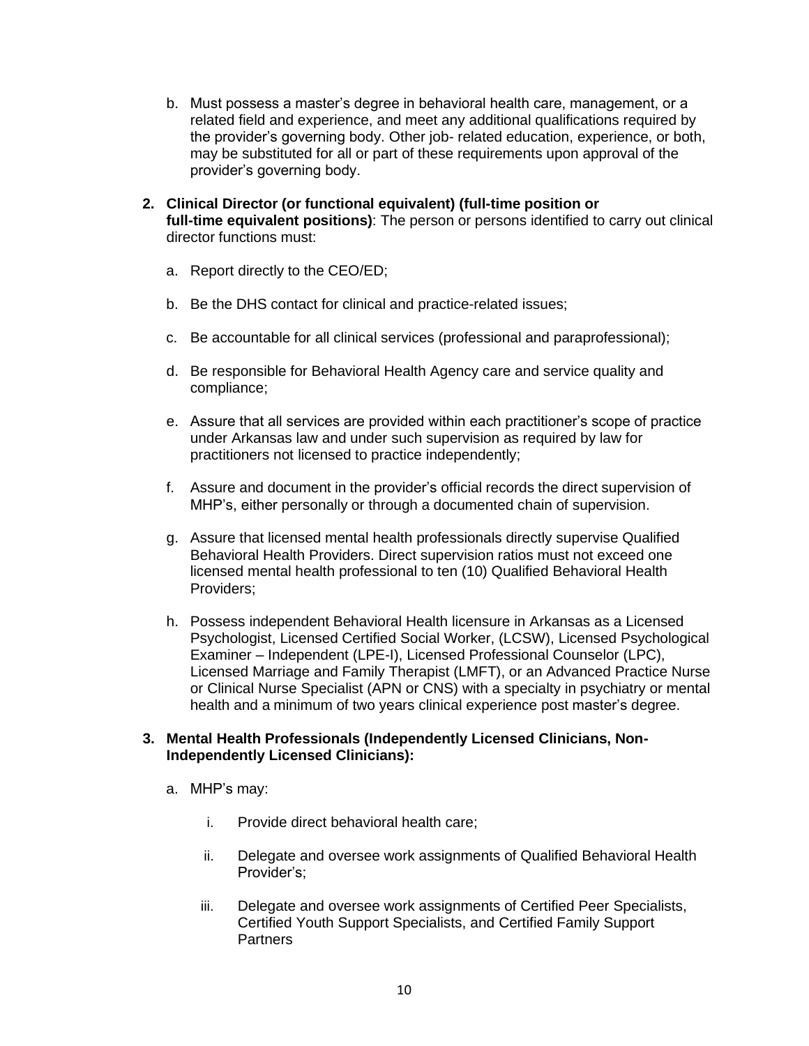b. Must possess a master's degree in behavioral health care, management, or a related field and experience, and meet any additional qualifications required by the provider's governing body. Other job- related education, experience, or both, may be substituted for all or part of these requirements upon approval of the provider's governing body.

2. **Clinical Director (or functional equivalent) (full-time position or full-time equivalent positions)**: The person or persons identified to carry out clinical director functions must:

   a. Report directly to the CEO/ED;

   b. Be the DHS contact for clinical and practice-related issues;

   c. Be accountable for all clinical services (professional and paraprofessional);

   d. Be responsible for Behavioral Health Agency care and service quality and compliance;

   e. Assure that all services are provided within each practitioner's scope of practice under Arkansas law and under such supervision as required by law for practitioners not licensed to practice independently;

   f. Assure and document in the provider's official records the direct supervision of MHP's, either personally or through a documented chain of supervision.

   g. Assure that licensed mental health professionals directly supervise Qualified Behavioral Health Providers. Direct supervision ratios must not exceed one licensed mental health professional to ten (10) Qualified Behavioral Health Providers;

   h. Possess independent Behavioral Health licensure in Arkansas as a Licensed Psychologist, Licensed Certified Social Worker, (LCSW), Licensed Psychological Examiner – Independent (LPE-I), Licensed Professional Counselor (LPC), Licensed Marriage and Family Therapist (LMFT), or an Advanced Practice Nurse or Clinical Nurse Specialist (APN or CNS) with a specialty in psychiatry or mental health and a minimum of two years clinical experience post master's degree.

3. **Mental Health Professionals (Independently Licensed Clinicians, Non-Independently Licensed Clinicians):**

   a. MHP's may:

      i. Provide direct behavioral health care;

      ii. Delegate and oversee work assignments of Qualified Behavioral Health Provider's;

      iii. Delegate and oversee work assignments of Certified Peer Specialists, Certified Youth Support Specialists, and Certified Family Support Partners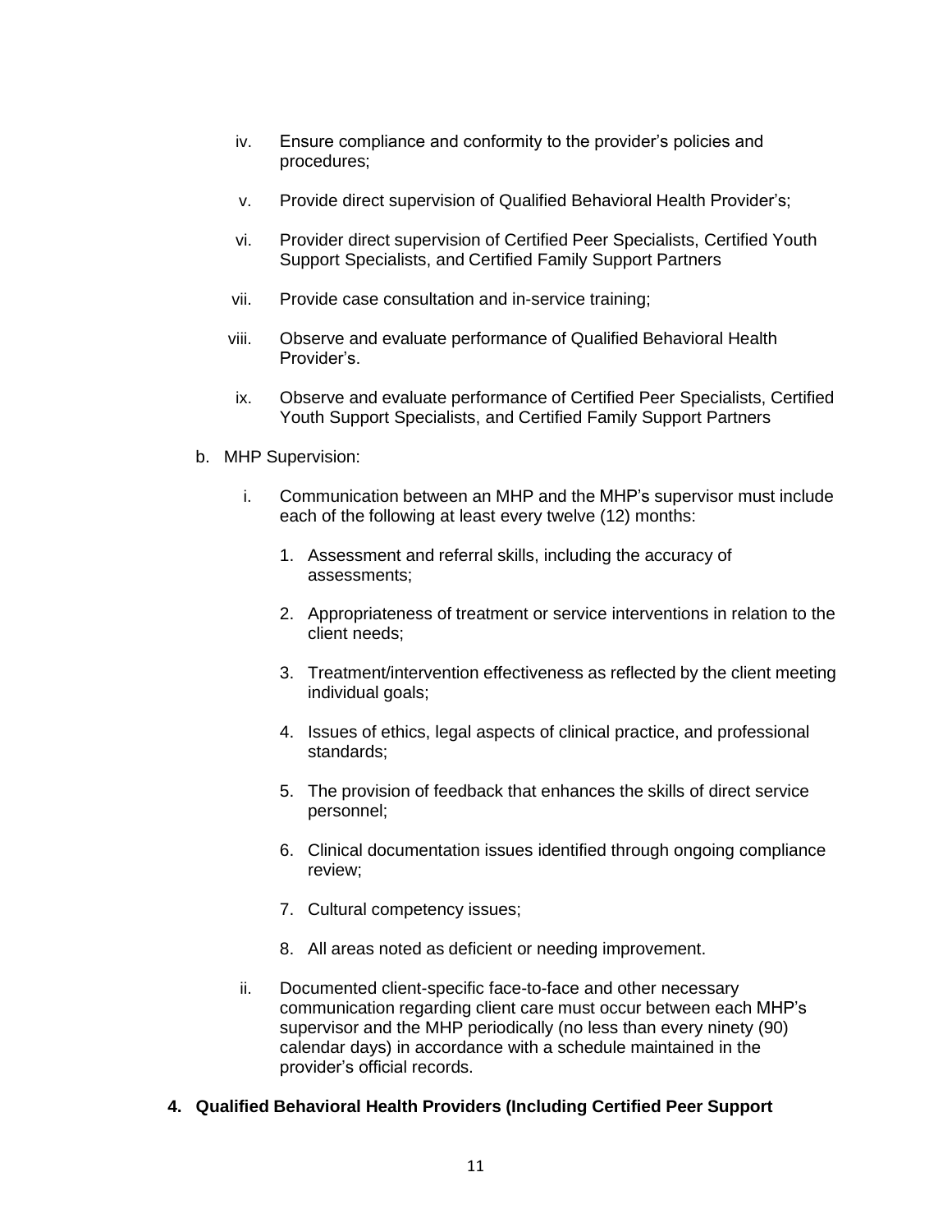iv. Ensure compliance and conformity to the provider's policies and procedures;

v. Provide direct supervision of Qualified Behavioral Health Provider's;

vi. Provider direct supervision of Certified Peer Specialists, Certified Youth Support Specialists, and Certified Family Support Partners

vii. Provide case consultation and in-service training;

viii. Observe and evaluate performance of Qualified Behavioral Health Provider's.

ix. Observe and evaluate performance of Certified Peer Specialists, Certified Youth Support Specialists, and Certified Family Support Partners

b. MHP Supervision:

i. Communication between an MHP and the MHP's supervisor must include each of the following at least every twelve (12) months:

1. Assessment and referral skills, including the accuracy of assessments;
2. Appropriateness of treatment or service interventions in relation to the client needs;
3. Treatment/intervention effectiveness as reflected by the client meeting individual goals;
4. Issues of ethics, legal aspects of clinical practice, and professional standards;
5. The provision of feedback that enhances the skills of direct service personnel;
6. Clinical documentation issues identified through ongoing compliance review;
7. Cultural competency issues;
8. All areas noted as deficient or needing improvement.

ii. Documented client-specific face-to-face and other necessary communication regarding client care must occur between each MHP's supervisor and the MHP periodically (no less than every ninety (90) calendar days) in accordance with a schedule maintained in the provider's official records.

**4. Qualified Behavioral Health Providers (Including Certified Peer Support**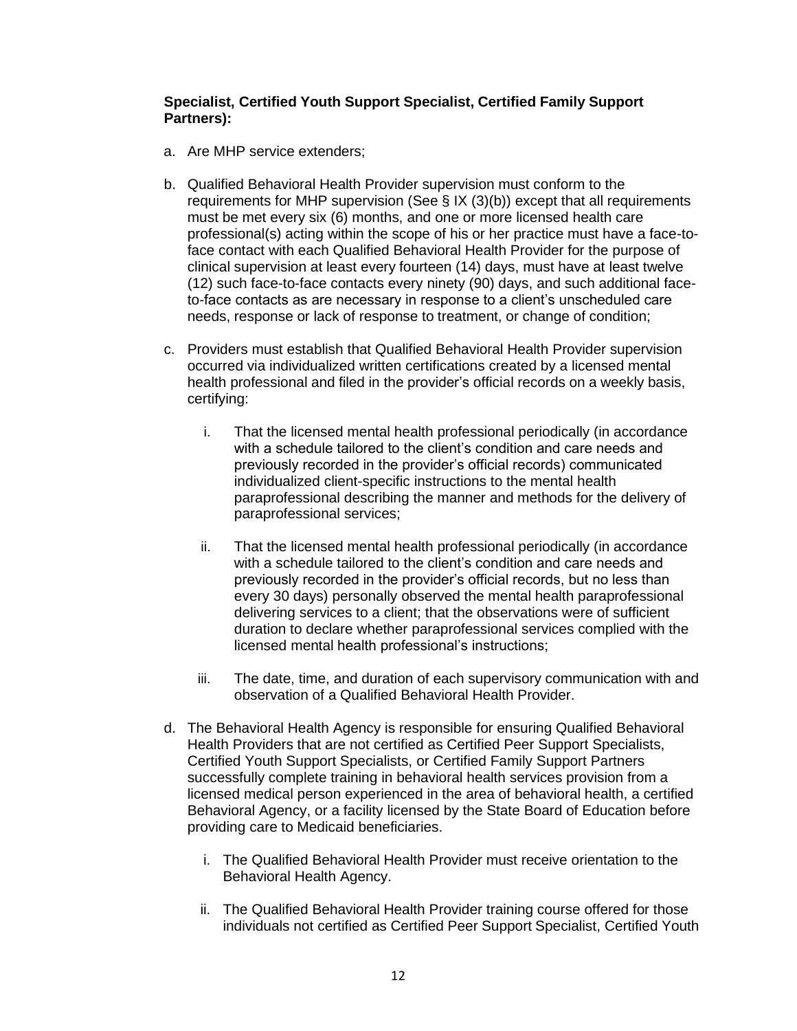**Specialist, Certified Youth Support Specialist, Certified Family Support Partners):**

a. Are MHP service extenders;

b. Qualified Behavioral Health Provider supervision must conform to the requirements for MHP supervision (See § IX (3)(b)) except that all requirements must be met every six (6) months, and one or more licensed health care professional(s) acting within the scope of his or her practice must have a face-to-face contact with each Qualified Behavioral Health Provider for the purpose of clinical supervision at least every fourteen (14) days, must have at least twelve (12) such face-to-face contacts every ninety (90) days, and such additional face-to-face contacts as are necessary in response to a client's unscheduled care needs, response or lack of response to treatment, or change of condition;

c. Providers must establish that Qualified Behavioral Health Provider supervision occurred via individualized written certifications created by a licensed mental health professional and filed in the provider's official records on a weekly basis, certifying:

   i. That the licensed mental health professional periodically (in accordance with a schedule tailored to the client's condition and care needs and previously recorded in the provider's official records) communicated individualized client-specific instructions to the mental health paraprofessional describing the manner and methods for the delivery of paraprofessional services;

   ii. That the licensed mental health professional periodically (in accordance with a schedule tailored to the client's condition and care needs and previously recorded in the provider's official records, but no less than every 30 days) personally observed the mental health paraprofessional delivering services to a client; that the observations were of sufficient duration to declare whether paraprofessional services complied with the licensed mental health professional's instructions;

   iii. The date, time, and duration of each supervisory communication with and observation of a Qualified Behavioral Health Provider.

d. The Behavioral Health Agency is responsible for ensuring Qualified Behavioral Health Providers that are not certified as Certified Peer Support Specialists, Certified Youth Support Specialists, or Certified Family Support Partners successfully complete training in behavioral health services provision from a licensed medical person experienced in the area of behavioral health, a certified Behavioral Agency, or a facility licensed by the State Board of Education before providing care to Medicaid beneficiaries.

   i. The Qualified Behavioral Health Provider must receive orientation to the Behavioral Health Agency.

   ii. The Qualified Behavioral Health Provider training course offered for those individuals not certified as Certified Peer Support Specialist, Certified Youth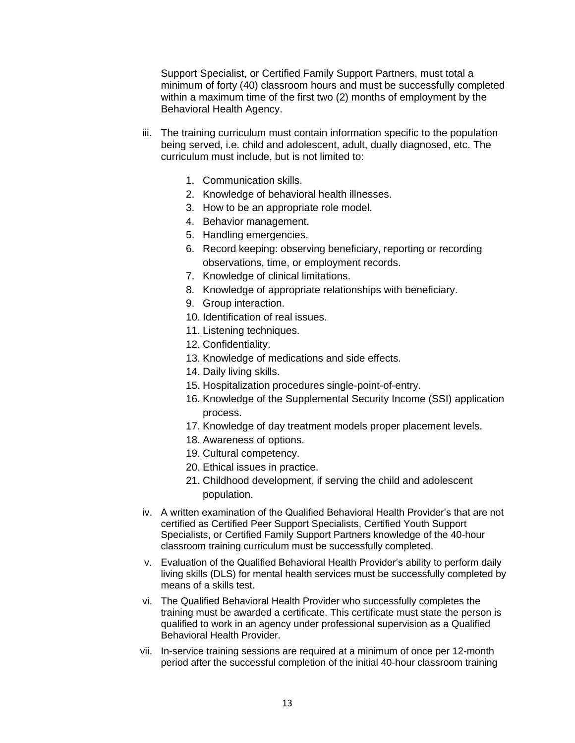Support Specialist, or Certified Family Support Partners, must total a minimum of forty (40) classroom hours and must be successfully completed within a maximum time of the first two (2) months of employment by the Behavioral Health Agency.

iii. The training curriculum must contain information specific to the population being served, i.e. child and adolescent, adult, dually diagnosed, etc. The curriculum must include, but is not limited to:

   1. Communication skills.
   2. Knowledge of behavioral health illnesses.
   3. How to be an appropriate role model.
   4. Behavior management.
   5. Handling emergencies.
   6. Record keeping: observing beneficiary, reporting or recording observations, time, or employment records.
   7. Knowledge of clinical limitations.
   8. Knowledge of appropriate relationships with beneficiary.
   9. Group interaction.
   10. Identification of real issues.
   11. Listening techniques.
   12. Confidentiality.
   13. Knowledge of medications and side effects.
   14. Daily living skills.
   15. Hospitalization procedures single-point-of-entry.
   16. Knowledge of the Supplemental Security Income (SSI) application process.
   17. Knowledge of day treatment models proper placement levels.
   18. Awareness of options.
   19. Cultural competency.
   20. Ethical issues in practice.
   21. Childhood development, if serving the child and adolescent population.

iv. A written examination of the Qualified Behavioral Health Provider's that are not certified as Certified Peer Support Specialists, Certified Youth Support Specialists, or Certified Family Support Partners knowledge of the 40-hour classroom training curriculum must be successfully completed.

v. Evaluation of the Qualified Behavioral Health Provider's ability to perform daily living skills (DLS) for mental health services must be successfully completed by means of a skills test.

vi. The Qualified Behavioral Health Provider who successfully completes the training must be awarded a certificate. This certificate must state the person is qualified to work in an agency under professional supervision as a Qualified Behavioral Health Provider.

vii. In-service training sessions are required at a minimum of once per 12-month period after the successful completion of the initial 40-hour classroom training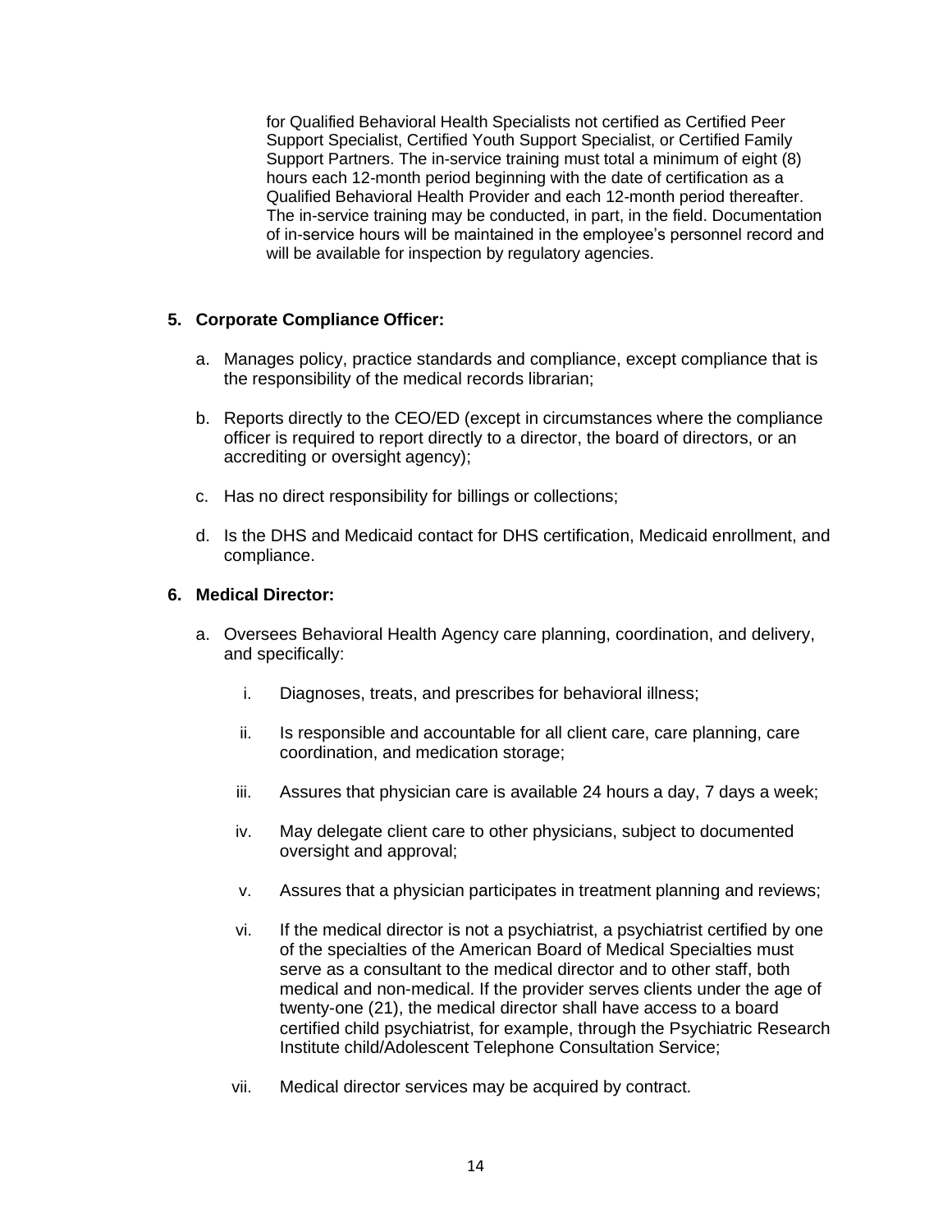for Qualified Behavioral Health Specialists not certified as Certified Peer Support Specialist, Certified Youth Support Specialist, or Certified Family Support Partners. The in-service training must total a minimum of eight (8) hours each 12-month period beginning with the date of certification as a Qualified Behavioral Health Provider and each 12-month period thereafter. The in-service training may be conducted, in part, in the field. Documentation of in-service hours will be maintained in the employee's personnel record and will be available for inspection by regulatory agencies.

**5. Corporate Compliance Officer:**

a. Manages policy, practice standards and compliance, except compliance that is the responsibility of the medical records librarian;

b. Reports directly to the CEO/ED (except in circumstances where the compliance officer is required to report directly to a director, the board of directors, or an accrediting or oversight agency);

c. Has no direct responsibility for billings or collections;

d. Is the DHS and Medicaid contact for DHS certification, Medicaid enrollment, and compliance.

**6. Medical Director:**

a. Oversees Behavioral Health Agency care planning, coordination, and delivery, and specifically:

  i. Diagnoses, treats, and prescribes for behavioral illness;

  ii. Is responsible and accountable for all client care, care planning, care coordination, and medication storage;

  iii. Assures that physician care is available 24 hours a day, 7 days a week;

  iv. May delegate client care to other physicians, subject to documented oversight and approval;

  v. Assures that a physician participates in treatment planning and reviews;

  vi. If the medical director is not a psychiatrist, a psychiatrist certified by one of the specialties of the American Board of Medical Specialties must serve as a consultant to the medical director and to other staff, both medical and non-medical. If the provider serves clients under the age of twenty-one (21), the medical director shall have access to a board certified child psychiatrist, for example, through the Psychiatric Research Institute child/Adolescent Telephone Consultation Service;

  vii. Medical director services may be acquired by contract.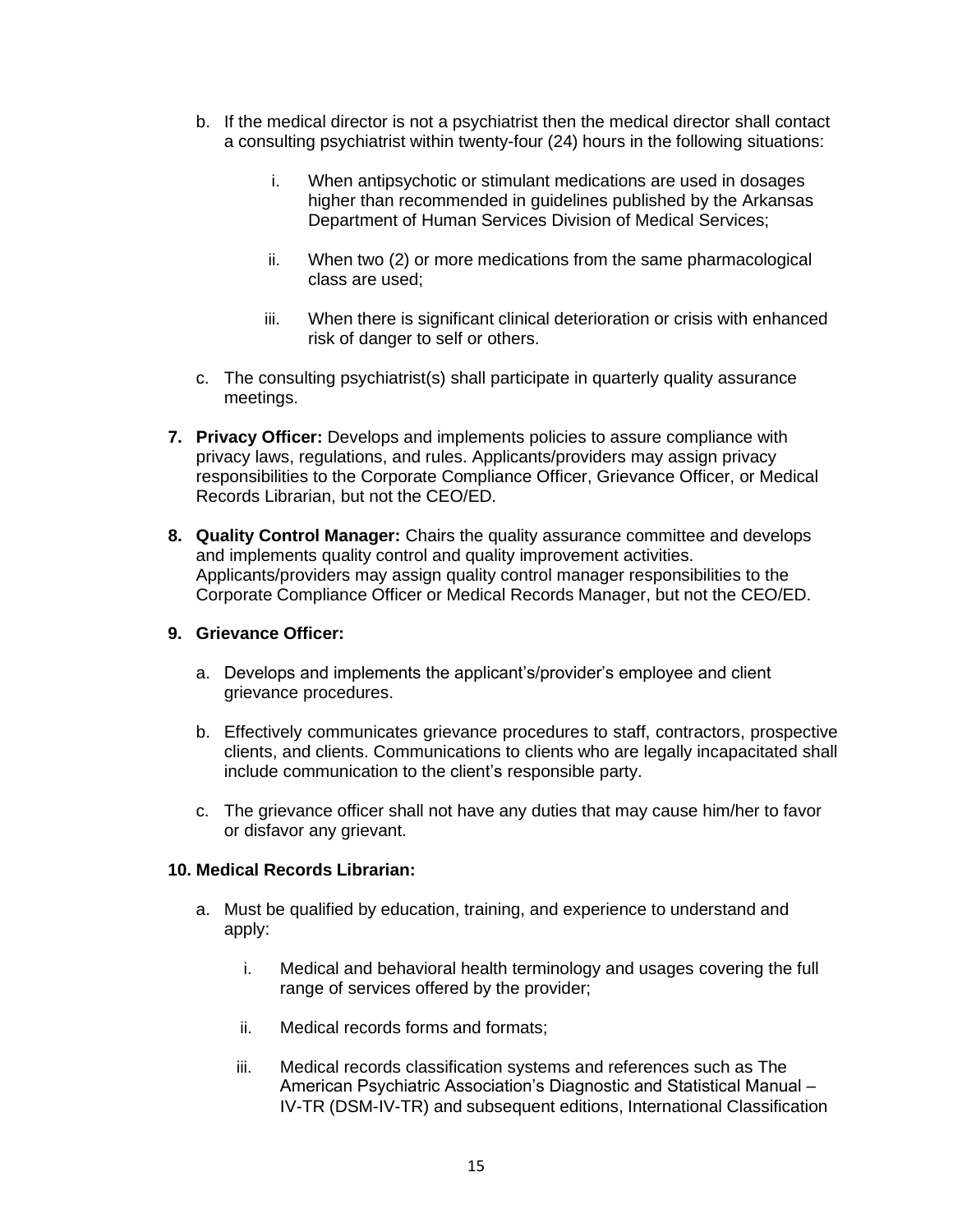b. If the medical director is not a psychiatrist then the medical director shall contact a consulting psychiatrist within twenty-four (24) hours in the following situations:

   i. When antipsychotic or stimulant medications are used in dosages higher than recommended in guidelines published by the Arkansas Department of Human Services Division of Medical Services;

   ii. When two (2) or more medications from the same pharmacological class are used;

   iii. When there is significant clinical deterioration or crisis with enhanced risk of danger to self or others.

c. The consulting psychiatrist(s) shall participate in quarterly quality assurance meetings.

**7. Privacy Officer:** Develops and implements policies to assure compliance with privacy laws, regulations, and rules. Applicants/providers may assign privacy responsibilities to the Corporate Compliance Officer, Grievance Officer, or Medical Records Librarian, but not the CEO/ED.

**8. Quality Control Manager:** Chairs the quality assurance committee and develops and implements quality control and quality improvement activities. Applicants/providers may assign quality control manager responsibilities to the Corporate Compliance Officer or Medical Records Manager, but not the CEO/ED.

**9. Grievance Officer:**

a. Develops and implements the applicant's/provider's employee and client grievance procedures.

b. Effectively communicates grievance procedures to staff, contractors, prospective clients, and clients. Communications to clients who are legally incapacitated shall include communication to the client's responsible party.

c. The grievance officer shall not have any duties that may cause him/her to favor or disfavor any grievant.

**10. Medical Records Librarian:**

a. Must be qualified by education, training, and experience to understand and apply:

   i. Medical and behavioral health terminology and usages covering the full range of services offered by the provider;

   ii. Medical records forms and formats;

   iii. Medical records classification systems and references such as The American Psychiatric Association's Diagnostic and Statistical Manual – IV-TR (DSM-IV-TR) and subsequent editions, International Classification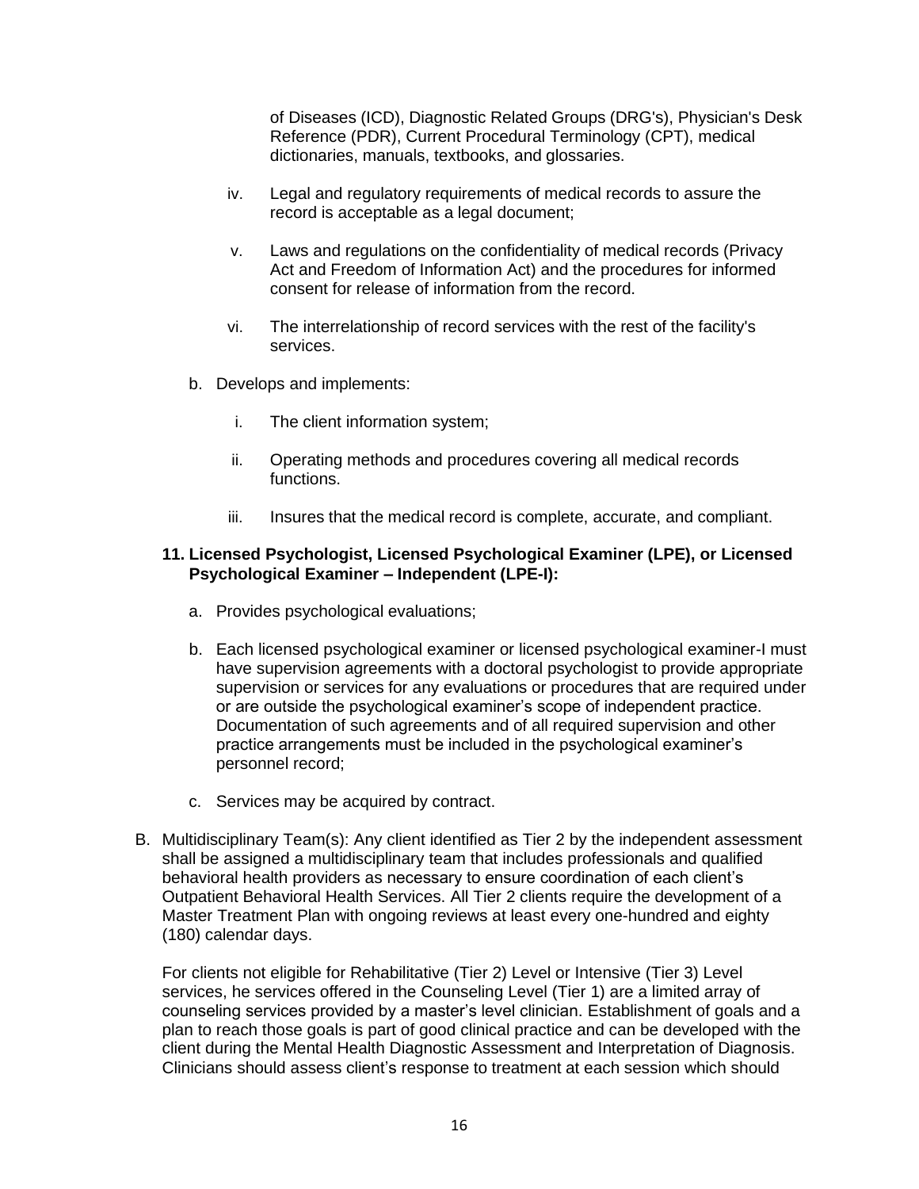of Diseases (ICD), Diagnostic Related Groups (DRG's), Physician's Desk Reference (PDR), Current Procedural Terminology (CPT), medical dictionaries, manuals, textbooks, and glossaries.

iv. Legal and regulatory requirements of medical records to assure the record is acceptable as a legal document;

v. Laws and regulations on the confidentiality of medical records (Privacy Act and Freedom of Information Act) and the procedures for informed consent for release of information from the record.

vi. The interrelationship of record services with the rest of the facility's services.

b. Develops and implements:

i. The client information system;

ii. Operating methods and procedures covering all medical records functions.

iii. Insures that the medical record is complete, accurate, and compliant.

**11. Licensed Psychologist, Licensed Psychological Examiner (LPE), or Licensed Psychological Examiner – Independent (LPE-I):**

a. Provides psychological evaluations;

b. Each licensed psychological examiner or licensed psychological examiner-I must have supervision agreements with a doctoral psychologist to provide appropriate supervision or services for any evaluations or procedures that are required under or are outside the psychological examiner's scope of independent practice. Documentation of such agreements and of all required supervision and other practice arrangements must be included in the psychological examiner's personnel record;

c. Services may be acquired by contract.

B. Multidisciplinary Team(s): Any client identified as Tier 2 by the independent assessment shall be assigned a multidisciplinary team that includes professionals and qualified behavioral health providers as necessary to ensure coordination of each client's Outpatient Behavioral Health Services. All Tier 2 clients require the development of a Master Treatment Plan with ongoing reviews at least every one-hundred and eighty (180) calendar days.

For clients not eligible for Rehabilitative (Tier 2) Level or Intensive (Tier 3) Level services, he services offered in the Counseling Level (Tier 1) are a limited array of counseling services provided by a master's level clinician. Establishment of goals and a plan to reach those goals is part of good clinical practice and can be developed with the client during the Mental Health Diagnostic Assessment and Interpretation of Diagnosis. Clinicians should assess client's response to treatment at each session which should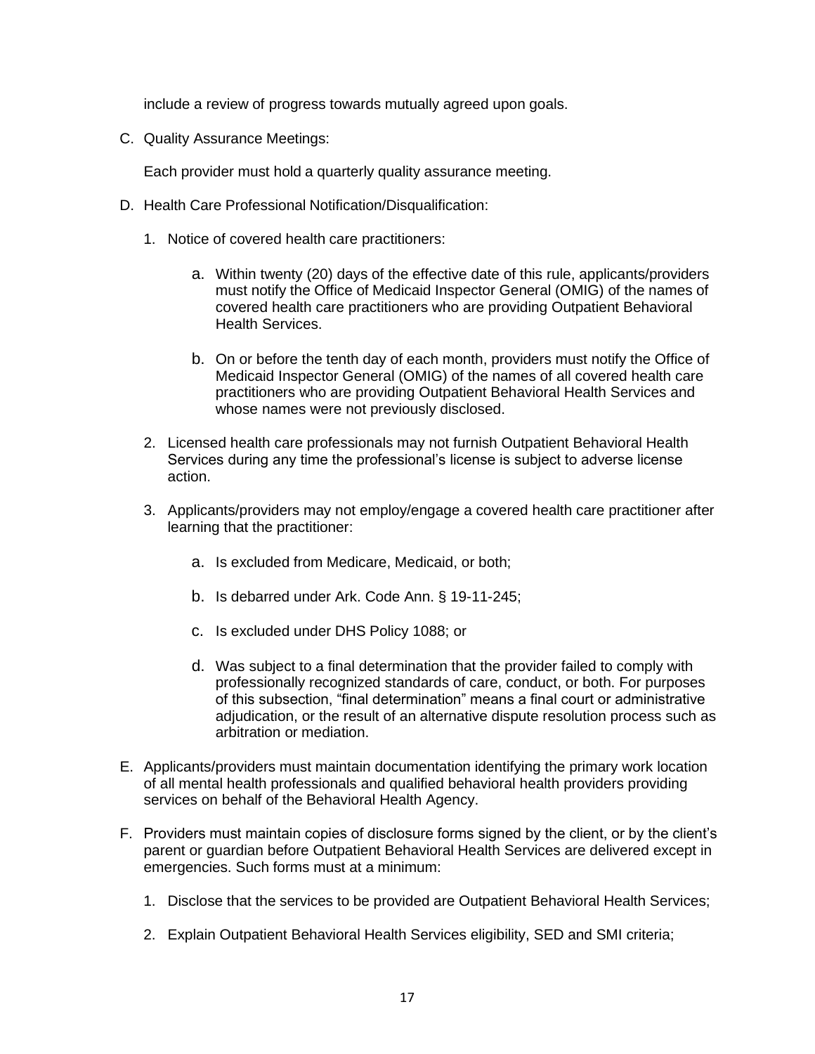include a review of progress towards mutually agreed upon goals.

C. Quality Assurance Meetings:

   Each provider must hold a quarterly quality assurance meeting.

D. Health Care Professional Notification/Disqualification:

   1. Notice of covered health care practitioners:

      a. Within twenty (20) days of the effective date of this rule, applicants/providers must notify the Office of Medicaid Inspector General (OMIG) of the names of covered health care practitioners who are providing Outpatient Behavioral Health Services.

      b. On or before the tenth day of each month, providers must notify the Office of Medicaid Inspector General (OMIG) of the names of all covered health care practitioners who are providing Outpatient Behavioral Health Services and whose names were not previously disclosed.

   2. Licensed health care professionals may not furnish Outpatient Behavioral Health Services during any time the professional's license is subject to adverse license action.

   3. Applicants/providers may not employ/engage a covered health care practitioner after learning that the practitioner:

      a. Is excluded from Medicare, Medicaid, or both;

      b. Is debarred under Ark. Code Ann. § 19-11-245;

      c. Is excluded under DHS Policy 1088; or

      d. Was subject to a final determination that the provider failed to comply with professionally recognized standards of care, conduct, or both. For purposes of this subsection, "final determination" means a final court or administrative adjudication, or the result of an alternative dispute resolution process such as arbitration or mediation.

E. Applicants/providers must maintain documentation identifying the primary work location of all mental health professionals and qualified behavioral health providers providing services on behalf of the Behavioral Health Agency.

F. Providers must maintain copies of disclosure forms signed by the client, or by the client's parent or guardian before Outpatient Behavioral Health Services are delivered except in emergencies. Such forms must at a minimum:

   1. Disclose that the services to be provided are Outpatient Behavioral Health Services;

   2. Explain Outpatient Behavioral Health Services eligibility, SED and SMI criteria;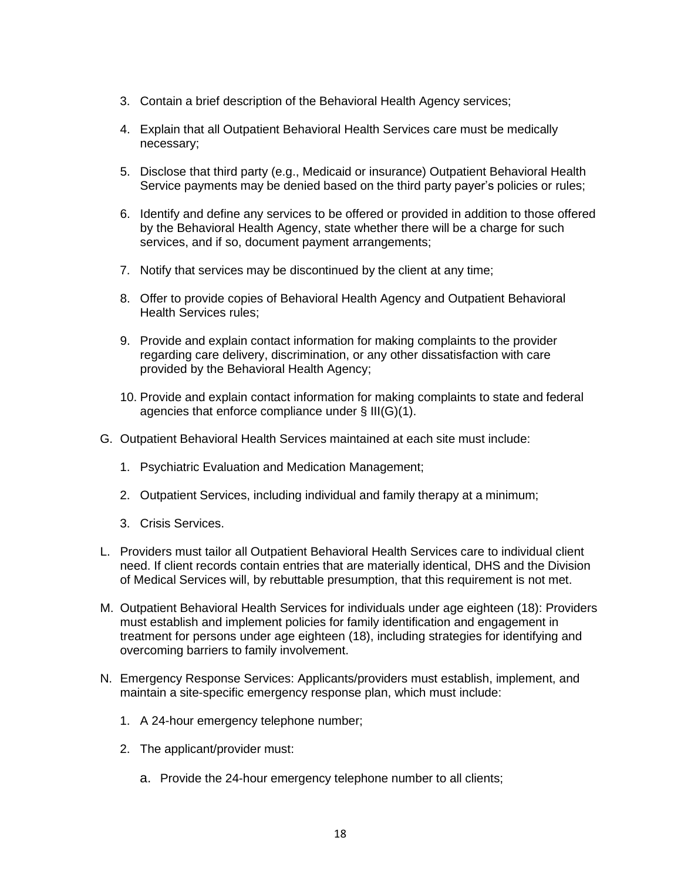3. Contain a brief description of the Behavioral Health Agency services;

4. Explain that all Outpatient Behavioral Health Services care must be medically necessary;

5. Disclose that third party (e.g., Medicaid or insurance) Outpatient Behavioral Health Service payments may be denied based on the third party payer's policies or rules;

6. Identify and define any services to be offered or provided in addition to those offered by the Behavioral Health Agency, state whether there will be a charge for such services, and if so, document payment arrangements;

7. Notify that services may be discontinued by the client at any time;

8. Offer to provide copies of Behavioral Health Agency and Outpatient Behavioral Health Services rules;

9. Provide and explain contact information for making complaints to the provider regarding care delivery, discrimination, or any other dissatisfaction with care provided by the Behavioral Health Agency;

10. Provide and explain contact information for making complaints to state and federal agencies that enforce compliance under § III(G)(1).

G. Outpatient Behavioral Health Services maintained at each site must include:

   1. Psychiatric Evaluation and Medication Management;

   2. Outpatient Services, including individual and family therapy at a minimum;

   3. Crisis Services.

L. Providers must tailor all Outpatient Behavioral Health Services care to individual client need. If client records contain entries that are materially identical, DHS and the Division of Medical Services will, by rebuttable presumption, that this requirement is not met.

M. Outpatient Behavioral Health Services for individuals under age eighteen (18): Providers must establish and implement policies for family identification and engagement in treatment for persons under age eighteen (18), including strategies for identifying and overcoming barriers to family involvement.

N. Emergency Response Services: Applicants/providers must establish, implement, and maintain a site-specific emergency response plan, which must include:

   1. A 24-hour emergency telephone number;

   2. The applicant/provider must:

      a. Provide the 24-hour emergency telephone number to all clients;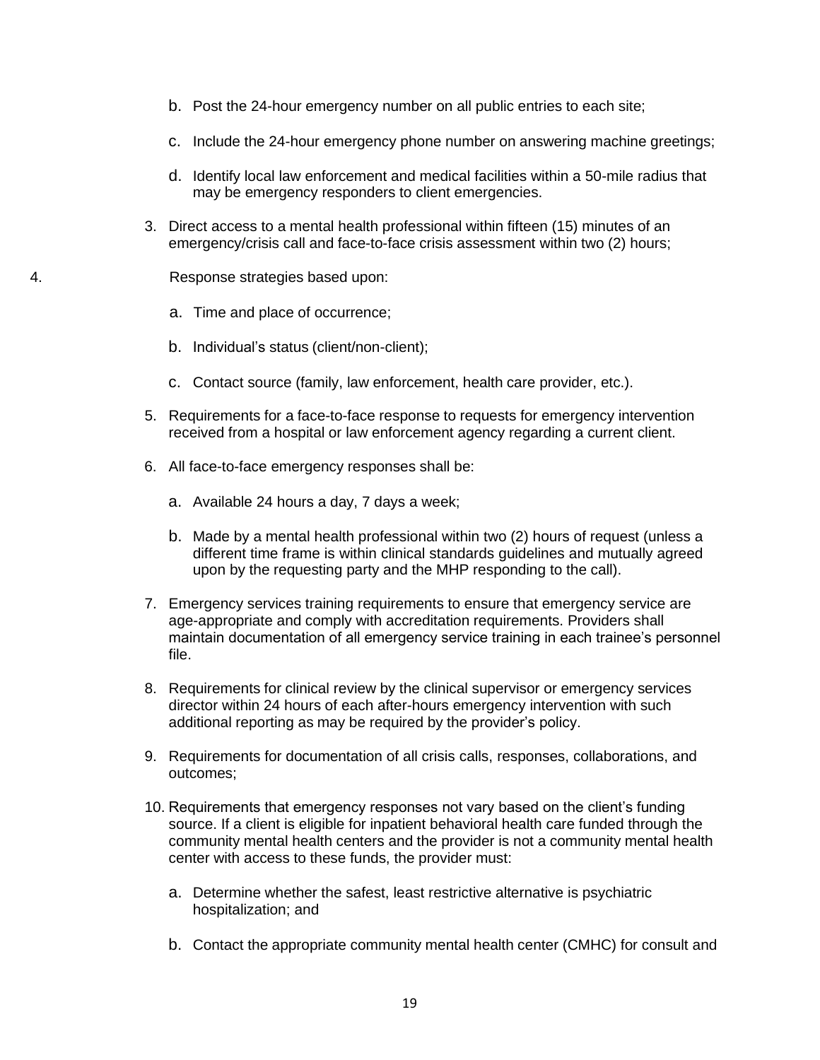b. Post the 24-hour emergency number on all public entries to each site;

   c. Include the 24-hour emergency phone number on answering machine greetings;

   d. Identify local law enforcement and medical facilities within a 50-mile radius that may be emergency responders to client emergencies.

3. Direct access to a mental health professional within fifteen (15) minutes of an emergency/crisis call and face-to-face crisis assessment within two (2) hours;

4. Response strategies based upon:

   a. Time and place of occurrence;

   b. Individual's status (client/non-client);

   c. Contact source (family, law enforcement, health care provider, etc.).

5. Requirements for a face-to-face response to requests for emergency intervention received from a hospital or law enforcement agency regarding a current client.

6. All face-to-face emergency responses shall be:

   a. Available 24 hours a day, 7 days a week;

   b. Made by a mental health professional within two (2) hours of request (unless a different time frame is within clinical standards guidelines and mutually agreed upon by the requesting party and the MHP responding to the call).

7. Emergency services training requirements to ensure that emergency service are age-appropriate and comply with accreditation requirements. Providers shall maintain documentation of all emergency service training in each trainee's personnel file.

8. Requirements for clinical review by the clinical supervisor or emergency services director within 24 hours of each after-hours emergency intervention with such additional reporting as may be required by the provider's policy.

9. Requirements for documentation of all crisis calls, responses, collaborations, and outcomes;

10. Requirements that emergency responses not vary based on the client's funding source. If a client is eligible for inpatient behavioral health care funded through the community mental health centers and the provider is not a community mental health center with access to these funds, the provider must:

    a. Determine whether the safest, least restrictive alternative is psychiatric hospitalization; and

    b. Contact the appropriate community mental health center (CMHC) for consult and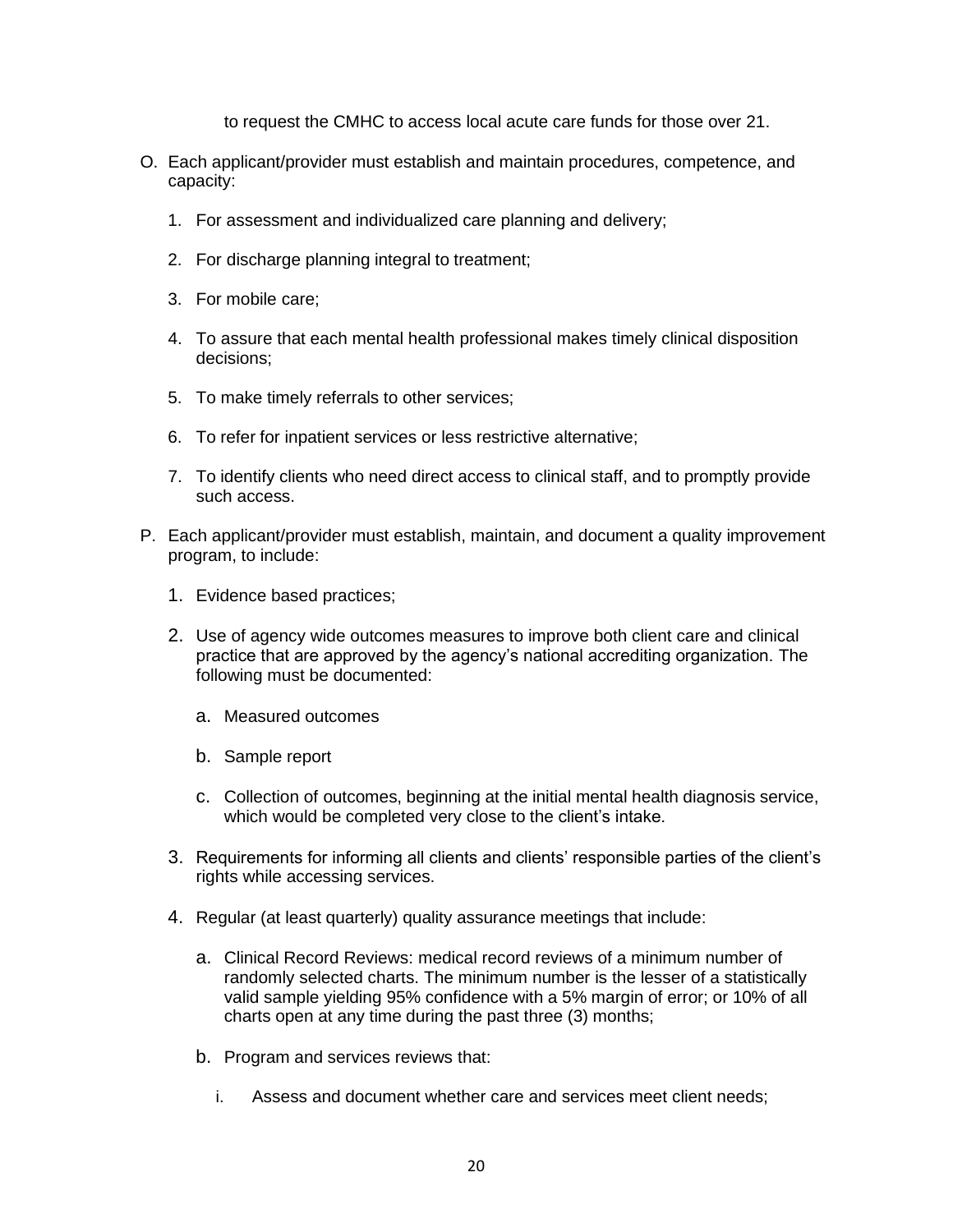to request the CMHC to access local acute care funds for those over 21.

O. Each applicant/provider must establish and maintain procedures, competence, and capacity:

  1. For assessment and individualized care planning and delivery;

  2. For discharge planning integral to treatment;

  3. For mobile care;

  4. To assure that each mental health professional makes timely clinical disposition decisions;

  5. To make timely referrals to other services;

  6. To refer for inpatient services or less restrictive alternative;

  7. To identify clients who need direct access to clinical staff, and to promptly provide such access.

P. Each applicant/provider must establish, maintain, and document a quality improvement program, to include:

  1. Evidence based practices;

  2. Use of agency wide outcomes measures to improve both client care and clinical practice that are approved by the agency's national accrediting organization. The following must be documented:

     a. Measured outcomes

     b. Sample report

     c. Collection of outcomes, beginning at the initial mental health diagnosis service, which would be completed very close to the client's intake.

  3. Requirements for informing all clients and clients' responsible parties of the client's rights while accessing services.

  4. Regular (at least quarterly) quality assurance meetings that include:

     a. Clinical Record Reviews: medical record reviews of a minimum number of randomly selected charts. The minimum number is the lesser of a statistically valid sample yielding 95% confidence with a 5% margin of error; or 10% of all charts open at any time during the past three (3) months;

     b. Program and services reviews that:

        i. Assess and document whether care and services meet client needs;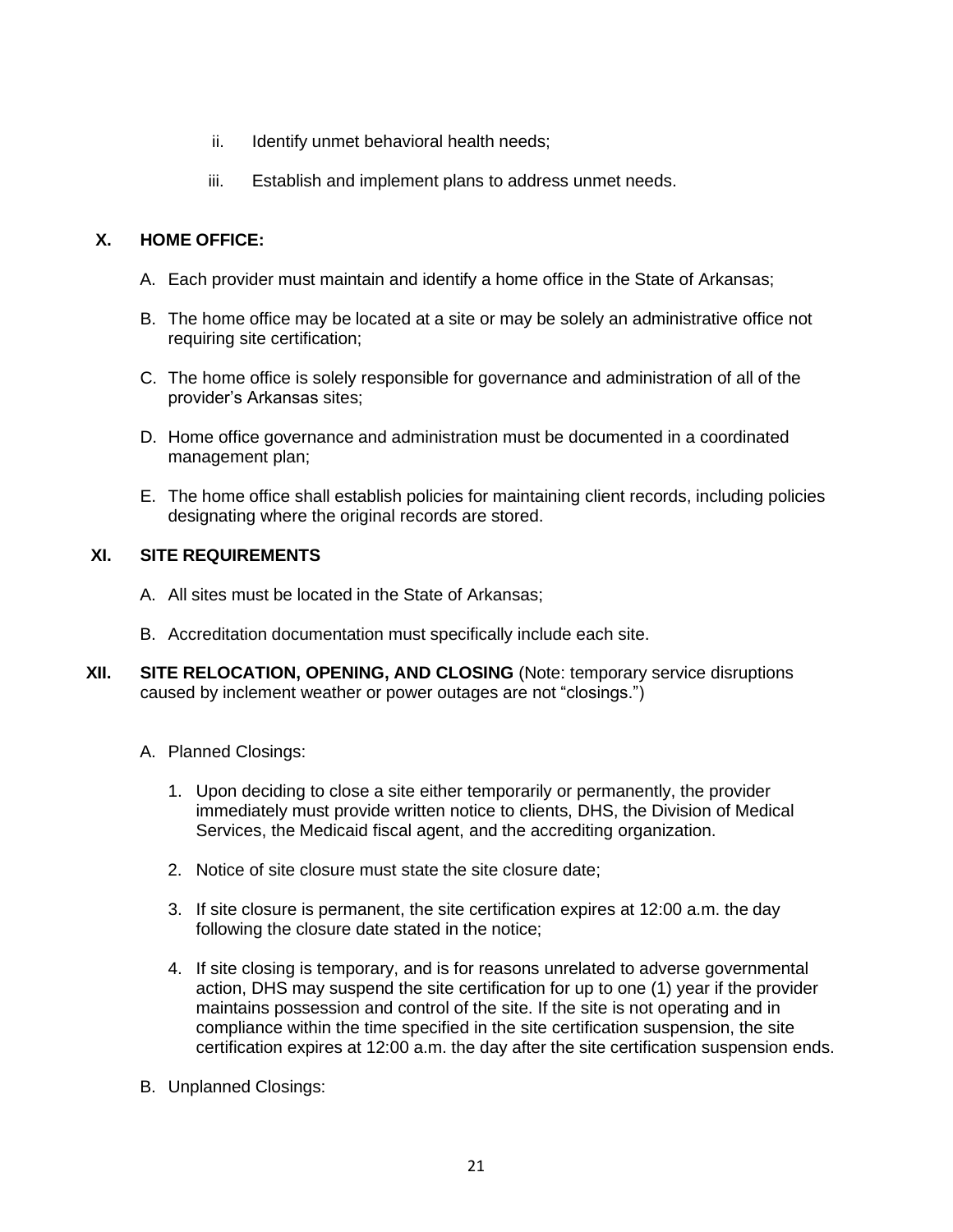ii. Identify unmet behavioral health needs;

iii. Establish and implement plans to address unmet needs.

## X. HOME OFFICE:

A. Each provider must maintain and identify a home office in the State of Arkansas;

B. The home office may be located at a site or may be solely an administrative office not requiring site certification;

C. The home office is solely responsible for governance and administration of all of the provider's Arkansas sites;

D. Home office governance and administration must be documented in a coordinated management plan;

E. The home office shall establish policies for maintaining client records, including policies designating where the original records are stored.

## XI. SITE REQUIREMENTS

A. All sites must be located in the State of Arkansas;

B. Accreditation documentation must specifically include each site.

## XII. SITE RELOCATION, OPENING, AND CLOSING (Note: temporary service disruptions caused by inclement weather or power outages are not "closings.")

A. Planned Closings:

1. Upon deciding to close a site either temporarily or permanently, the provider immediately must provide written notice to clients, DHS, the Division of Medical Services, the Medicaid fiscal agent, and the accrediting organization.

2. Notice of site closure must state the site closure date;

3. If site closure is permanent, the site certification expires at 12:00 a.m. the day following the closure date stated in the notice;

4. If site closing is temporary, and is for reasons unrelated to adverse governmental action, DHS may suspend the site certification for up to one (1) year if the provider maintains possession and control of the site. If the site is not operating and in compliance within the time specified in the site certification suspension, the site certification expires at 12:00 a.m. the day after the site certification suspension ends.

B. Unplanned Closings: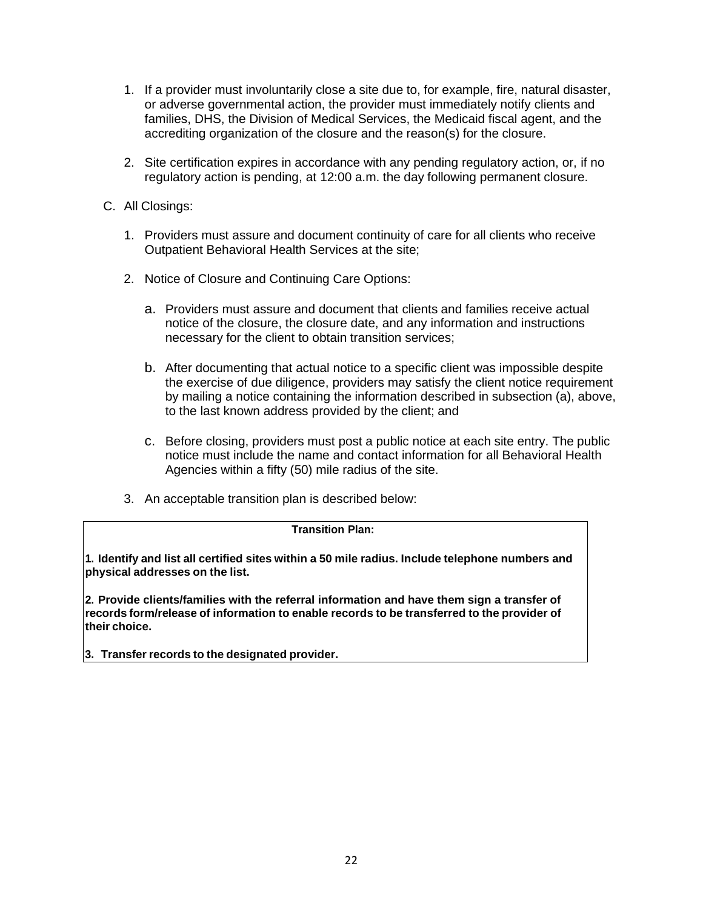1. If a provider must involuntarily close a site due to, for example, fire, natural disaster, or adverse governmental action, the provider must immediately notify clients and families, DHS, the Division of Medical Services, the Medicaid fiscal agent, and the accrediting organization of the closure and the reason(s) for the closure.

2. Site certification expires in accordance with any pending regulatory action, or, if no regulatory action is pending, at 12:00 a.m. the day following permanent closure.

C. All Closings:

1. Providers must assure and document continuity of care for all clients who receive Outpatient Behavioral Health Services at the site;

2. Notice of Closure and Continuing Care Options:

   a. Providers must assure and document that clients and families receive actual notice of the closure, the closure date, and any information and instructions necessary for the client to obtain transition services;

   b. After documenting that actual notice to a specific client was impossible despite the exercise of due diligence, providers may satisfy the client notice requirement by mailing a notice containing the information described in subsection (a), above, to the last known address provided by the client; and

   c. Before closing, providers must post a public notice at each site entry. The public notice must include the name and contact information for all Behavioral Health Agencies within a fifty (50) mile radius of the site.

3. An acceptable transition plan is described below:

| **Transition Plan:** |
|---|
| **1. Identify and list all certified sites within a 50 mile radius. Include telephone numbers and physical addresses on the list.** |
| **2. Provide clients/families with the referral information and have them sign a transfer of records form/release of information to enable records to be transferred to the provider of their choice.** |
| **3. Transfer records to the designated provider.** |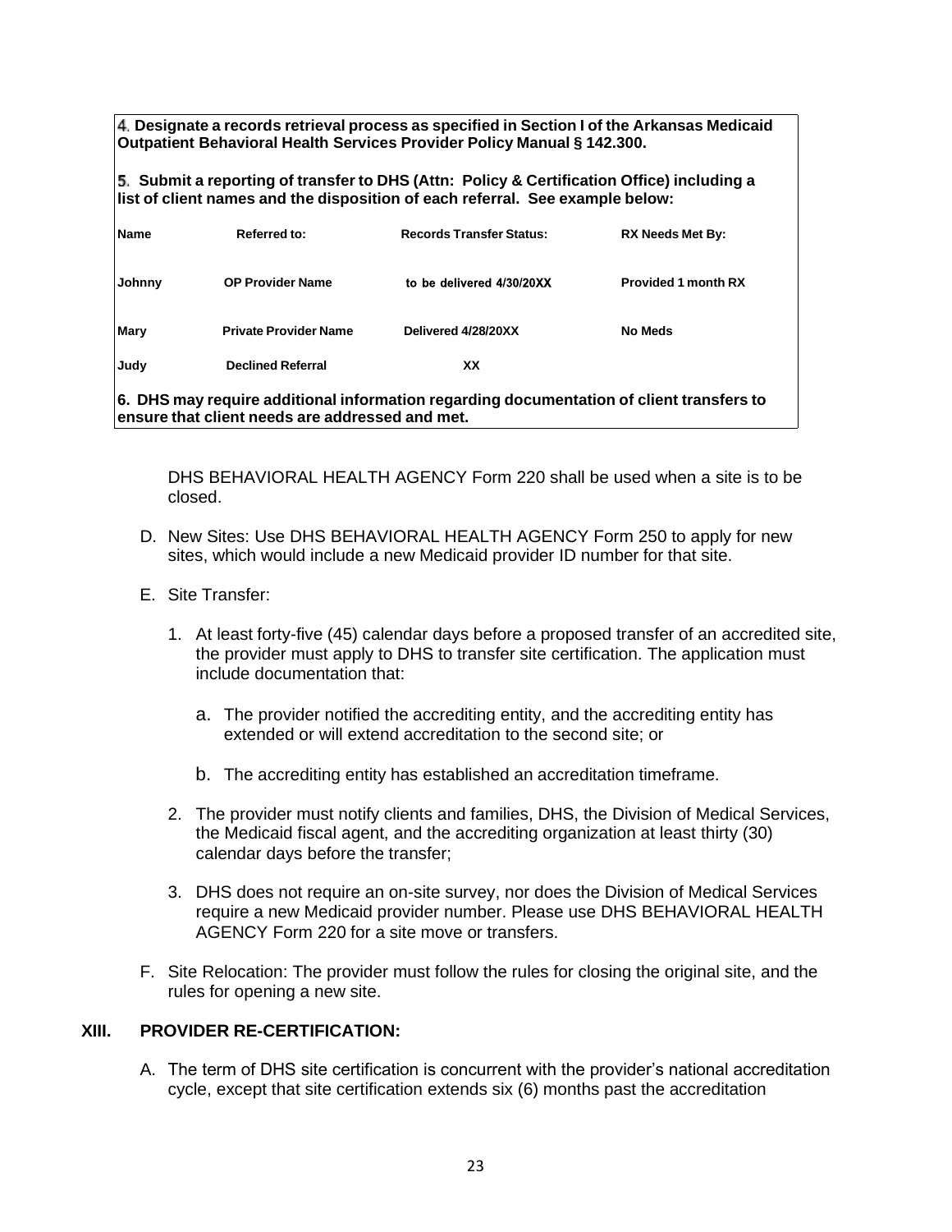**4. Designate a records retrieval process as specified in Section I of the Arkansas Medicaid Outpatient Behavioral Health Services Provider Policy Manual § 142.300.**

**5. Submit a reporting of transfer to DHS (Attn: Policy & Certification Office) including a list of client names and the disposition of each referral. See example below:**

| **Name** | **Referred to:** | **Records Transfer Status:** | **RX Needs Met By:** |
|---|---|---|---|
| **Johnny** | **OP Provider Name** | **to be delivered 4/30/20XX** | **Provided 1 month RX** |
| **Mary** | **Private Provider Name** | **Delivered 4/28/20XX** | **No Meds** |
| **Judy** | **Declined Referral** | **XX** | |

**6. DHS may require additional information regarding documentation of client transfers to ensure that client needs are addressed and met.**

DHS BEHAVIORAL HEALTH AGENCY Form 220 shall be used when a site is to be closed.

D. New Sites: Use DHS BEHAVIORAL HEALTH AGENCY Form 250 to apply for new sites, which would include a new Medicaid provider ID number for that site.

E. Site Transfer:

1. At least forty-five (45) calendar days before a proposed transfer of an accredited site, the provider must apply to DHS to transfer site certification. The application must include documentation that:

   a. The provider notified the accrediting entity, and the accrediting entity has extended or will extend accreditation to the second site; or

   b. The accrediting entity has established an accreditation timeframe.

2. The provider must notify clients and families, DHS, the Division of Medical Services, the Medicaid fiscal agent, and the accrediting organization at least thirty (30) calendar days before the transfer;

3. DHS does not require an on-site survey, nor does the Division of Medical Services require a new Medicaid provider number. Please use DHS BEHAVIORAL HEALTH AGENCY Form 220 for a site move or transfers.

F. Site Relocation: The provider must follow the rules for closing the original site, and the rules for opening a new site.

## XIII. PROVIDER RE-CERTIFICATION:

A. The term of DHS site certification is concurrent with the provider's national accreditation cycle, except that site certification extends six (6) months past the accreditation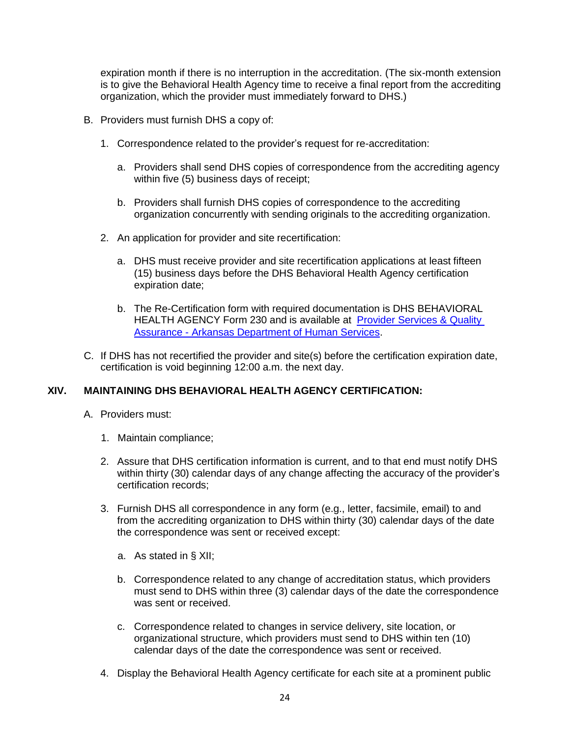expiration month if there is no interruption in the accreditation. (The six-month extension is to give the Behavioral Health Agency time to receive a final report from the accrediting organization, which the provider must immediately forward to DHS.)

B. Providers must furnish DHS a copy of:

   1. Correspondence related to the provider's request for re-accreditation:

      a. Providers shall send DHS copies of correspondence from the accrediting agency within five (5) business days of receipt;

      b. Providers shall furnish DHS copies of correspondence to the accrediting organization concurrently with sending originals to the accrediting organization.

   2. An application for provider and site recertification:

      a. DHS must receive provider and site recertification applications at least fifteen (15) business days before the DHS Behavioral Health Agency certification expiration date;

      b. The Re-Certification form with required documentation is DHS BEHAVIORAL HEALTH AGENCY Form 230 and is available at [Provider Services & Quality Assurance - Arkansas Department of Human Services](Provider Services & Quality Assurance - Arkansas Department of Human Services).

C. If DHS has not recertified the provider and site(s) before the certification expiration date, certification is void beginning 12:00 a.m. the next day.

## XIV. MAINTAINING DHS BEHAVIORAL HEALTH AGENCY CERTIFICATION:

A. Providers must:

   1. Maintain compliance;

   2. Assure that DHS certification information is current, and to that end must notify DHS within thirty (30) calendar days of any change affecting the accuracy of the provider's certification records;

   3. Furnish DHS all correspondence in any form (e.g., letter, facsimile, email) to and from the accrediting organization to DHS within thirty (30) calendar days of the date the correspondence was sent or received except:

      a. As stated in § XII;

      b. Correspondence related to any change of accreditation status, which providers must send to DHS within three (3) calendar days of the date the correspondence was sent or received.

      c. Correspondence related to changes in service delivery, site location, or organizational structure, which providers must send to DHS within ten (10) calendar days of the date the correspondence was sent or received.

   4. Display the Behavioral Health Agency certificate for each site at a prominent public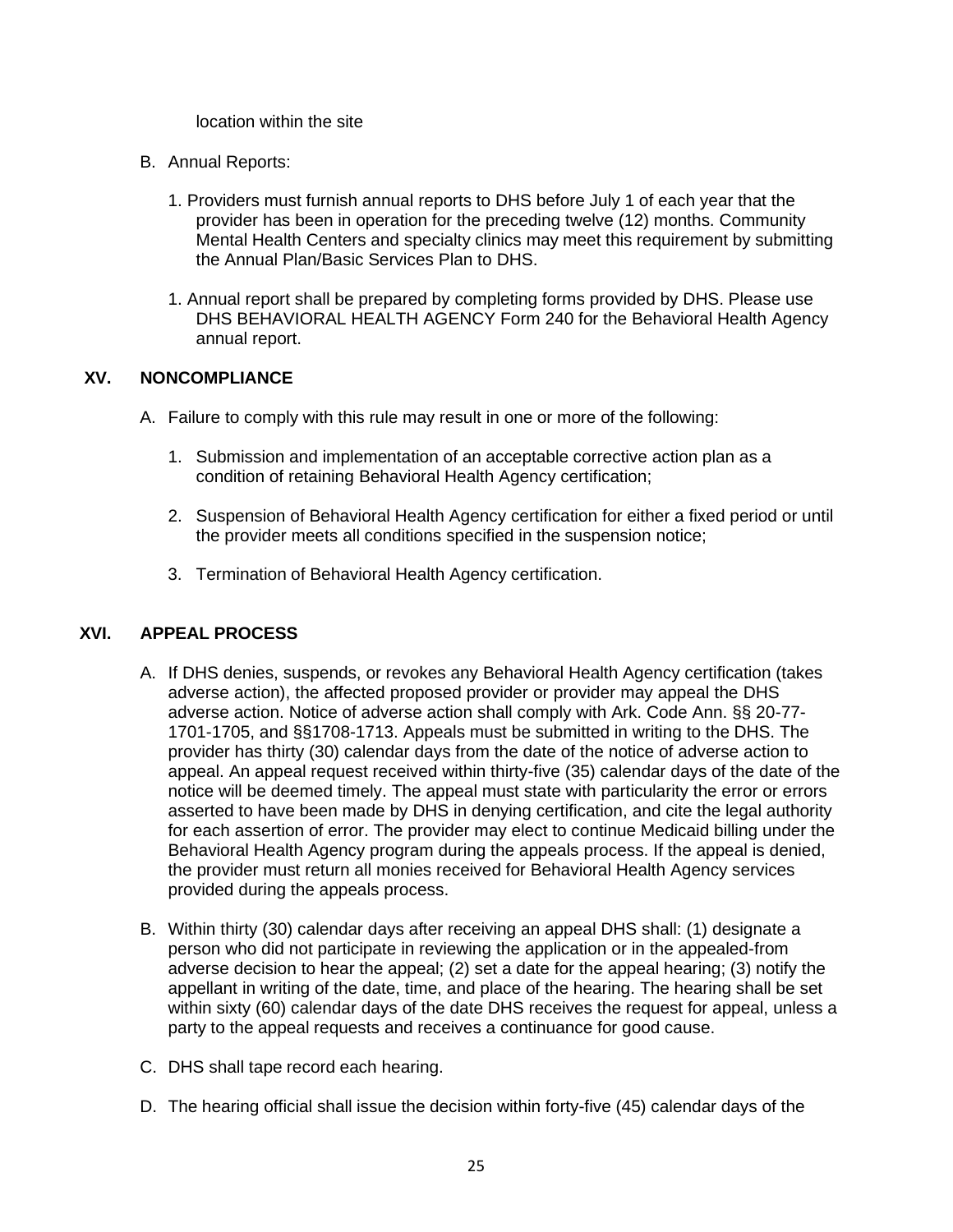location within the site

B. Annual Reports:

   1. Providers must furnish annual reports to DHS before July 1 of each year that the provider has been in operation for the preceding twelve (12) months. Community Mental Health Centers and specialty clinics may meet this requirement by submitting the Annual Plan/Basic Services Plan to DHS.

   1. Annual report shall be prepared by completing forms provided by DHS. Please use DHS BEHAVIORAL HEALTH AGENCY Form 240 for the Behavioral Health Agency annual report.

## XV. NONCOMPLIANCE

A. Failure to comply with this rule may result in one or more of the following:

   1. Submission and implementation of an acceptable corrective action plan as a condition of retaining Behavioral Health Agency certification;

   2. Suspension of Behavioral Health Agency certification for either a fixed period or until the provider meets all conditions specified in the suspension notice;

   3. Termination of Behavioral Health Agency certification.

## XVI. APPEAL PROCESS

A. If DHS denies, suspends, or revokes any Behavioral Health Agency certification (takes adverse action), the affected proposed provider or provider may appeal the DHS adverse action. Notice of adverse action shall comply with Ark. Code Ann. §§ 20-77-1701-1705, and §§1708-1713. Appeals must be submitted in writing to the DHS. The provider has thirty (30) calendar days from the date of the notice of adverse action to appeal. An appeal request received within thirty-five (35) calendar days of the date of the notice will be deemed timely. The appeal must state with particularity the error or errors asserted to have been made by DHS in denying certification, and cite the legal authority for each assertion of error. The provider may elect to continue Medicaid billing under the Behavioral Health Agency program during the appeals process. If the appeal is denied, the provider must return all monies received for Behavioral Health Agency services provided during the appeals process.

B. Within thirty (30) calendar days after receiving an appeal DHS shall: (1) designate a person who did not participate in reviewing the application or in the appealed-from adverse decision to hear the appeal; (2) set a date for the appeal hearing; (3) notify the appellant in writing of the date, time, and place of the hearing. The hearing shall be set within sixty (60) calendar days of the date DHS receives the request for appeal, unless a party to the appeal requests and receives a continuance for good cause.

C. DHS shall tape record each hearing.

D. The hearing official shall issue the decision within forty-five (45) calendar days of the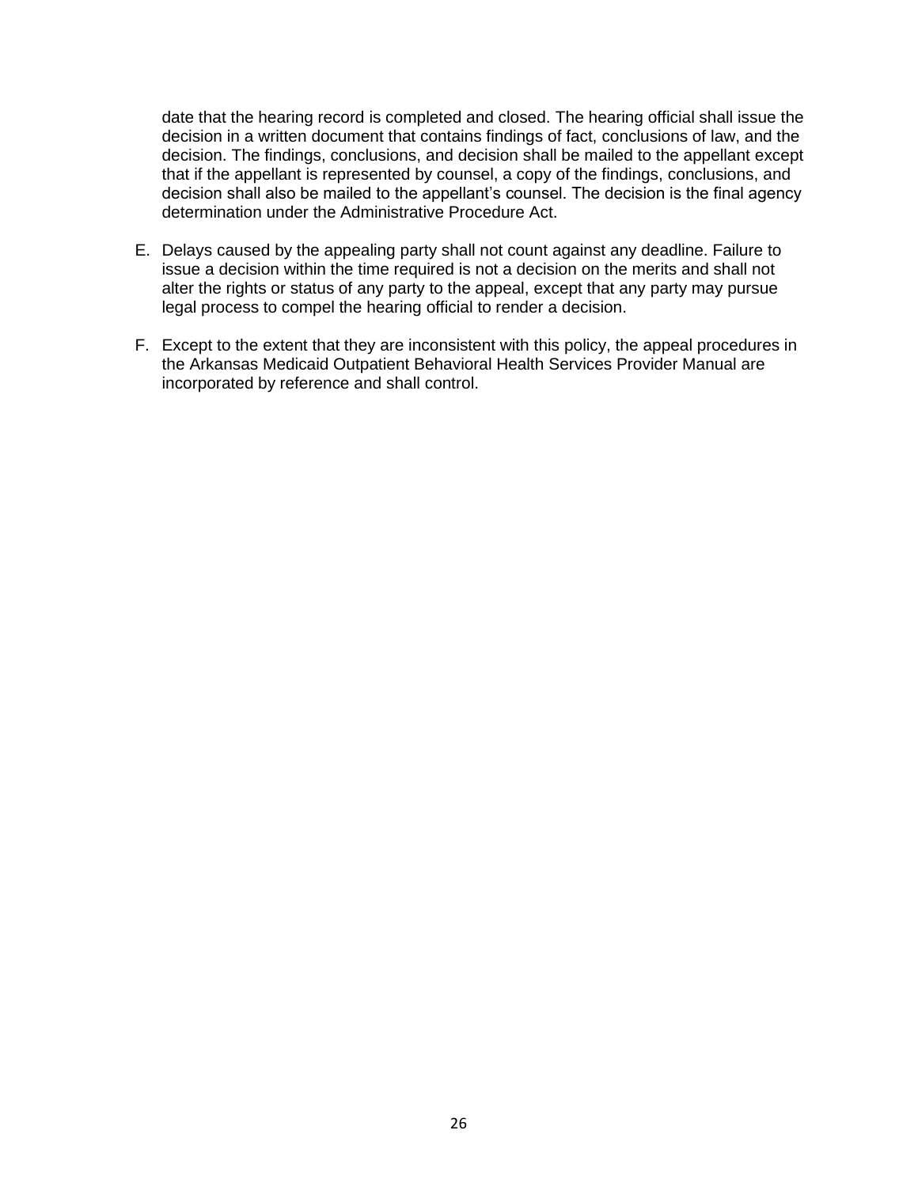date that the hearing record is completed and closed. The hearing official shall issue the decision in a written document that contains findings of fact, conclusions of law, and the decision. The findings, conclusions, and decision shall be mailed to the appellant except that if the appellant is represented by counsel, a copy of the findings, conclusions, and decision shall also be mailed to the appellant's counsel. The decision is the final agency determination under the Administrative Procedure Act.

E. Delays caused by the appealing party shall not count against any deadline. Failure to issue a decision within the time required is not a decision on the merits and shall not alter the rights or status of any party to the appeal, except that any party may pursue legal process to compel the hearing official to render a decision.

F. Except to the extent that they are inconsistent with this policy, the appeal procedures in the Arkansas Medicaid Outpatient Behavioral Health Services Provider Manual are incorporated by reference and shall control.